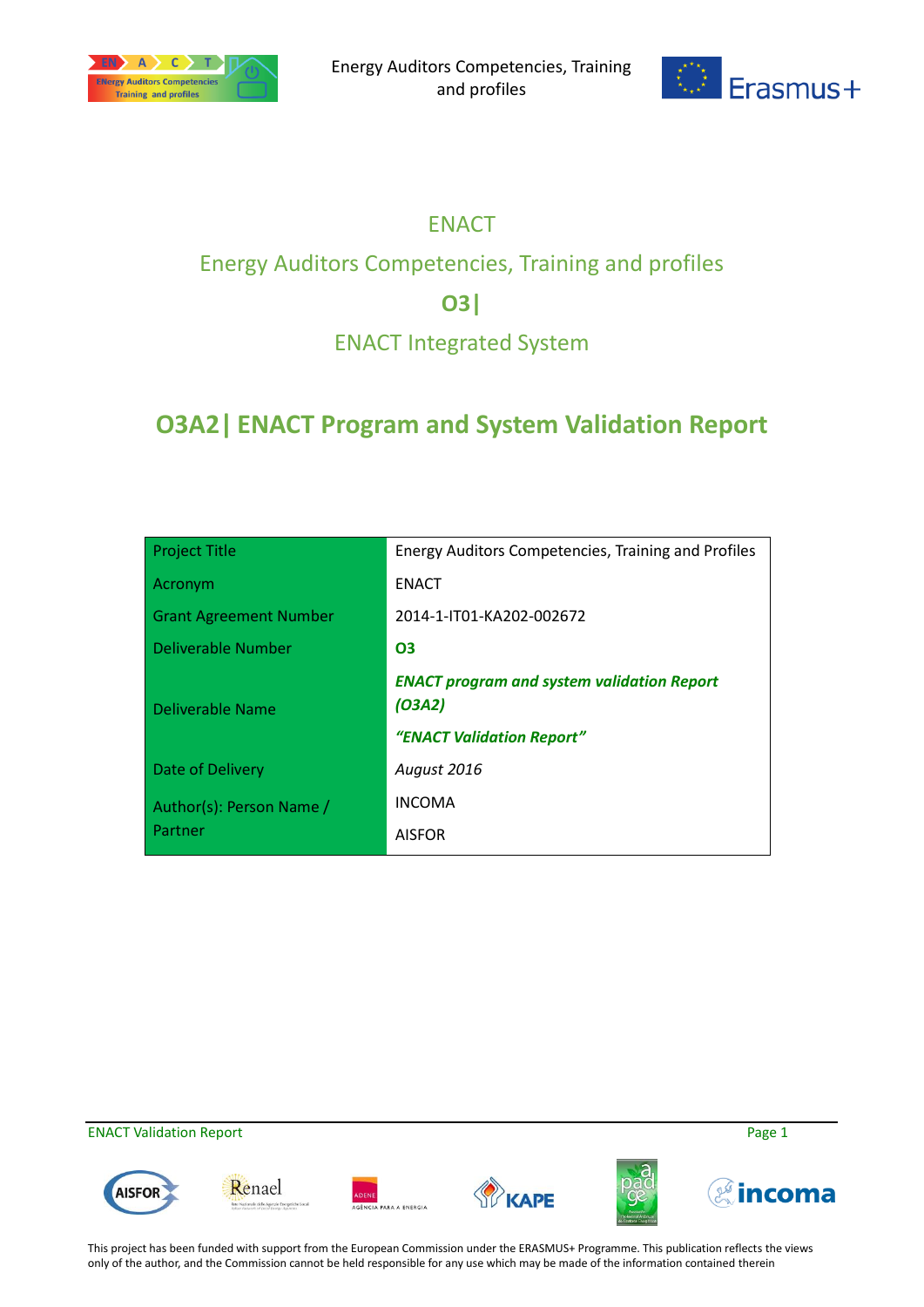# ENACT

## Energy Auditors Competencies, Training and profiles

## O3|

## ENACT Integrated System

# O3A2| ENACT Program and System Validation Report

| Project Title | Energy Auditors Competencies, Training and Profiles |
|---|---|
| Acronym | ENACT |
| Grant Agreement Number | 2014-1-IT01-KA202-002672 |
| Deliverable Number | **O3** |
| Deliverable Name | ***ENACT program and system validation Report (O3A2)*** <br> ***"ENACT Validation Report"*** |
| Date of Delivery | *August 2016* |
| Author(s): Person Name / Partner | INCOMA <br> AISFOR |

This project has been funded with support from the European Commission under the ERASMUS+ Programme. This publication reflects the views only of the author, and the Commission cannot be held responsible for any use which may be made of the information contained therein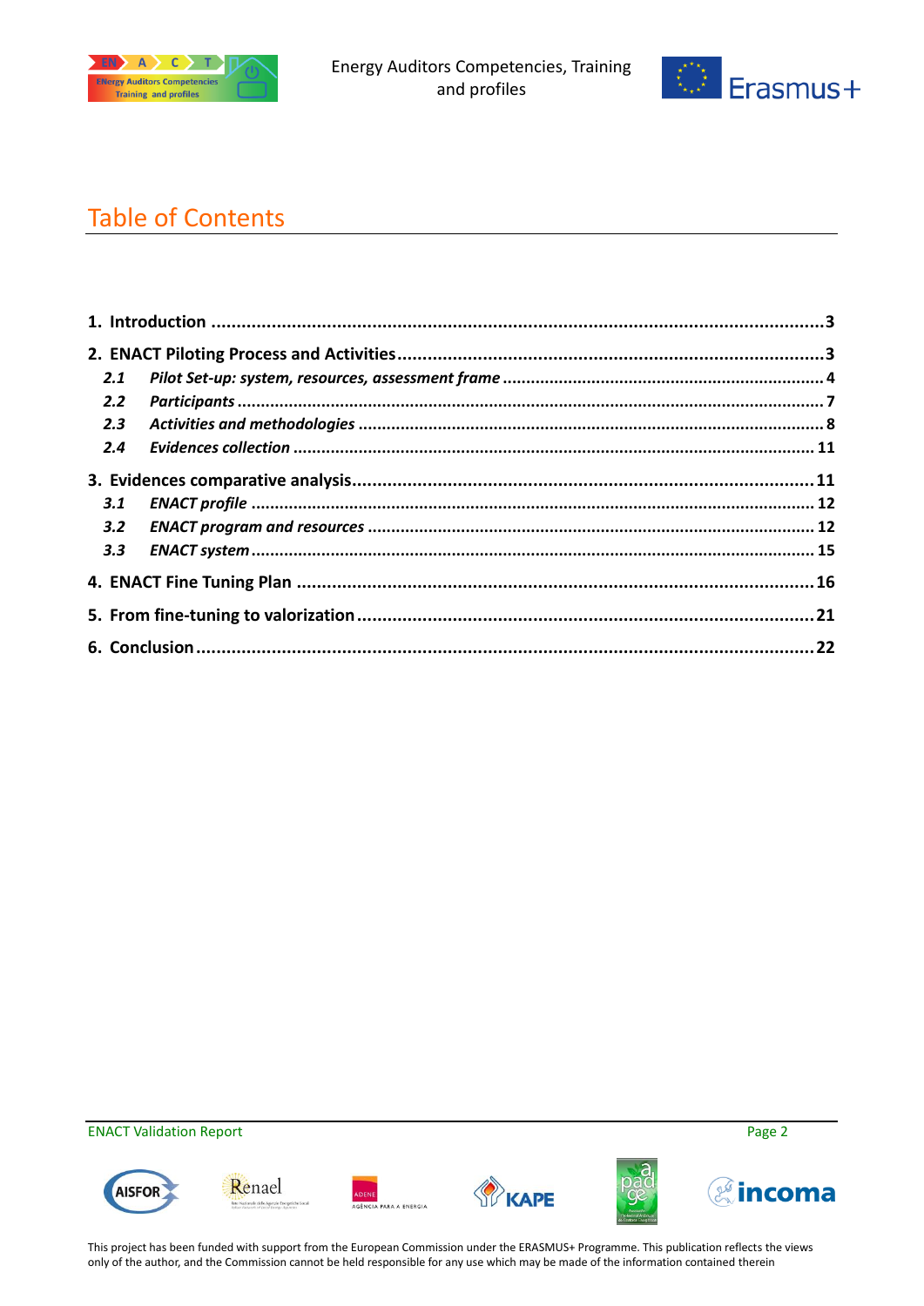# Table of Contents

**1. Introduction ........................................................................................................................3**

**2. ENACT Piloting Process and Activities..................................................................................3**

***2.1 Pilot Set-up: system, resources, assessment frame ..........................................................4***

***2.2 Participants ..................................................................................................................7***

***2.3 Activities and methodologies ..........................................................................................8***

***2.4 Evidences collection ......................................................................................................11***

**3. Evidences comparative analysis.........................................................................................11**

***3.1 ENACT profile .............................................................................................................12***

***3.2 ENACT program and resources .....................................................................................12***

***3.3 ENACT system.............................................................................................................15***

**4. ENACT Fine Tuning Plan ...................................................................................................16**

**5. From fine-tuning to valorization.........................................................................................21**

**6. Conclusion.......................................................................................................................22**

This project has been funded with support from the European Commission under the ERASMUS+ Programme. This publication reflects the views only of the author, and the Commission cannot be held responsible for any use which may be made of the information contained therein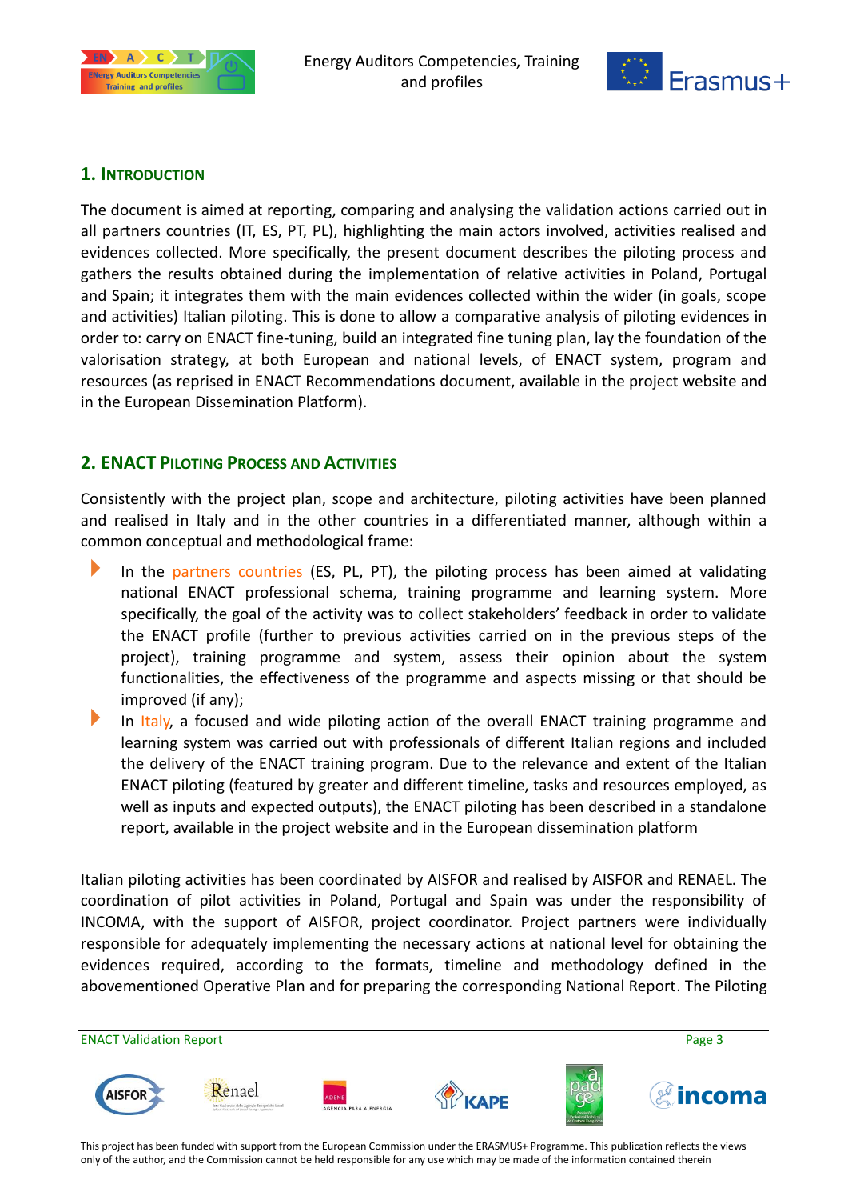## 1. Introduction

The document is aimed at reporting, comparing and analysing the validation actions carried out in all partners countries (IT, ES, PT, PL), highlighting the main actors involved, activities realised and evidences collected. More specifically, the present document describes the piloting process and gathers the results obtained during the implementation of relative activities in Poland, Portugal and Spain; it integrates them with the main evidences collected within the wider (in goals, scope and activities) Italian piloting. This is done to allow a comparative analysis of piloting evidences in order to: carry on ENACT fine-tuning, build an integrated fine tuning plan, lay the foundation of the valorisation strategy, at both European and national levels, of ENACT system, program and resources (as reprised in ENACT Recommendations document, available in the project website and in the European Dissemination Platform).

## 2. ENACT Piloting Process and Activities

Consistently with the project plan, scope and architecture, piloting activities have been planned and realised in Italy and in the other countries in a differentiated manner, although within a common conceptual and methodological frame:

- In the partners countries (ES, PL, PT), the piloting process has been aimed at validating national ENACT professional schema, training programme and learning system. More specifically, the goal of the activity was to collect stakeholders' feedback in order to validate the ENACT profile (further to previous activities carried on in the previous steps of the project), training programme and system, assess their opinion about the system functionalities, the effectiveness of the programme and aspects missing or that should be improved (if any);
- In Italy, a focused and wide piloting action of the overall ENACT training programme and learning system was carried out with professionals of different Italian regions and included the delivery of the ENACT training program. Due to the relevance and extent of the Italian ENACT piloting (featured by greater and different timeline, tasks and resources employed, as well as inputs and expected outputs), the ENACT piloting has been described in a standalone report, available in the project website and in the European dissemination platform

Italian piloting activities has been coordinated by AISFOR and realised by AISFOR and RENAEL. The coordination of pilot activities in Poland, Portugal and Spain was under the responsibility of INCOMA, with the support of AISFOR, project coordinator. Project partners were individually responsible for adequately implementing the necessary actions at national level for obtaining the evidences required, according to the formats, timeline and methodology defined in the abovementioned Operative Plan and for preparing the corresponding National Report. The Piloting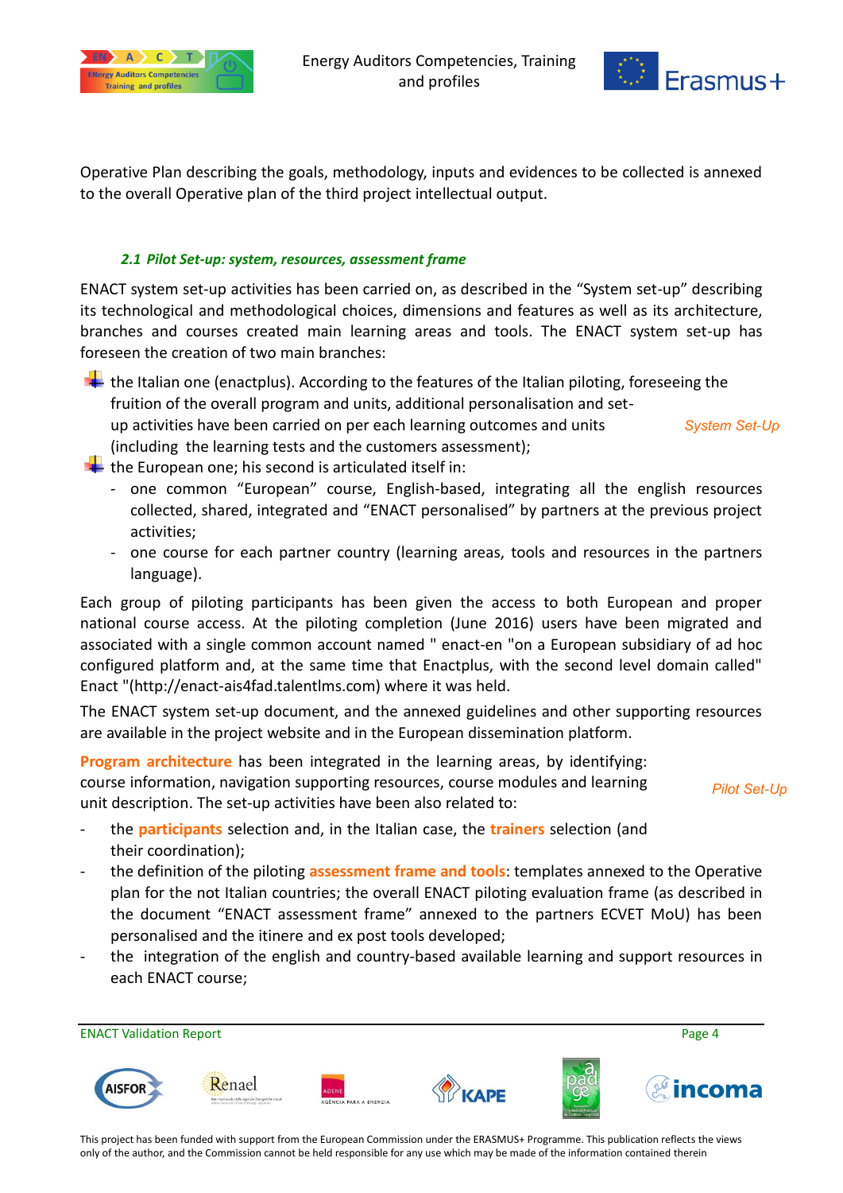Operative Plan describing the goals, methodology, inputs and evidences to be collected is annexed to the overall Operative plan of the third project intellectual output.

### *2.1 Pilot Set-up: system, resources, assessment frame*

ENACT system set-up activities has been carried on, as described in the "System set-up" describing its technological and methodological choices, dimensions and features as well as its architecture, branches and courses created main learning areas and tools. The ENACT system set-up has foreseen the creation of two main branches:

- the Italian one (enactplus). According to the features of the Italian piloting, foreseeing the fruition of the overall program and units, additional personalisation and set-up activities have been carried on per each learning outcomes and units (including the learning tests and the customers assessment);

*System Set-Up*

- the European one; his second is articulated itself in:
  - one common "European" course, English-based, integrating all the english resources collected, shared, integrated and "ENACT personalised" by partners at the previous project activities;
  - one course for each partner country (learning areas, tools and resources in the partners language).

Each group of piloting participants has been given the access to both European and proper national course access. At the piloting completion (June 2016) users have been migrated and associated with a single common account named " enact-en "on a European subsidiary of ad hoc configured platform and, at the same time that Enactplus, with the second level domain called" Enact "(http://enact-ais4fad.talentlms.com) where it was held.

The ENACT system set-up document, and the annexed guidelines and other supporting resources are available in the project website and in the European dissemination platform.

**Program architecture** has been integrated in the learning areas, by identifying: course information, navigation supporting resources, course modules and learning unit description. The set-up activities have been also related to:

*Pilot Set-Up*

- the **participants** selection and, in the Italian case, the **trainers** selection (and their coordination);
- the definition of the piloting **assessment frame and tools**: templates annexed to the Operative plan for the not Italian countries; the overall ENACT piloting evaluation frame (as described in the document "ENACT assessment frame" annexed to the partners ECVET MoU) has been personalised and the itinere and ex post tools developed;
- the integration of the english and country-based available learning and support resources in each ENACT course;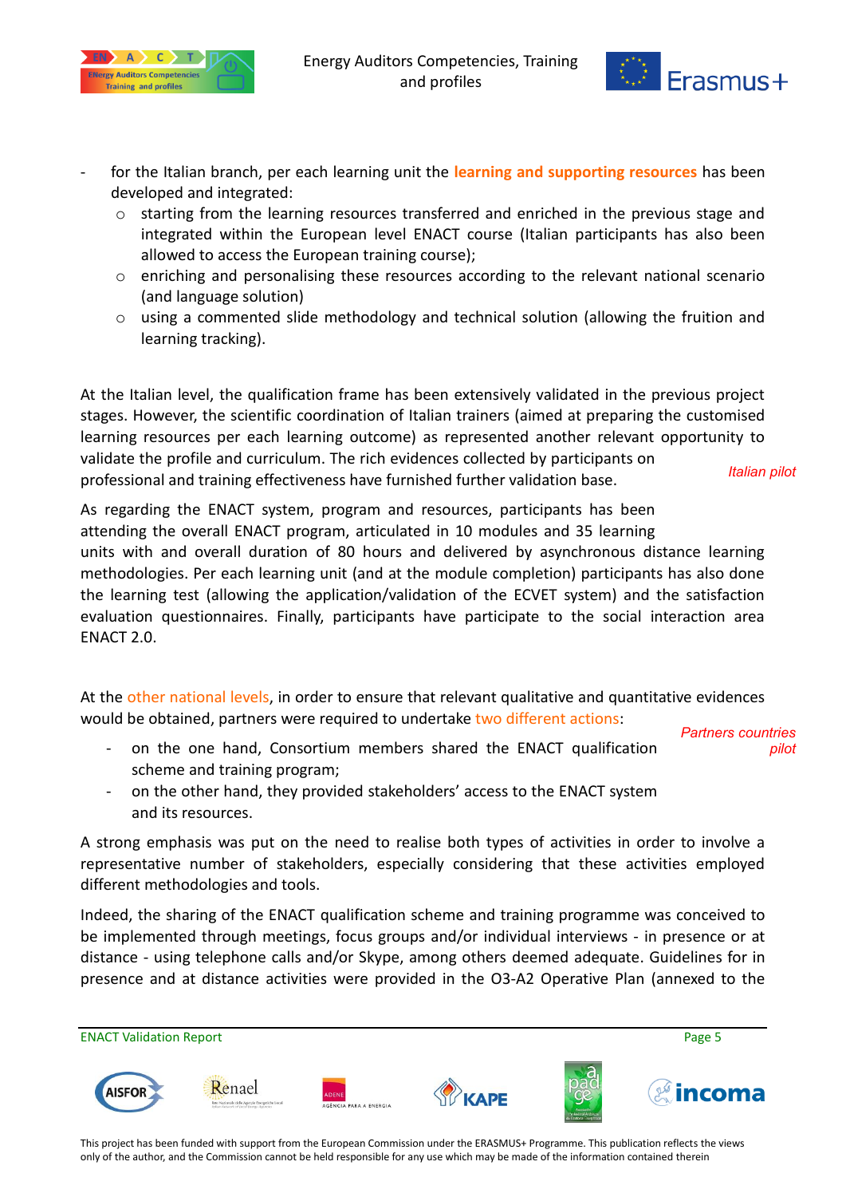- for the Italian branch, per each learning unit the learning and supporting resources has been developed and integrated:
  - starting from the learning resources transferred and enriched in the previous stage and integrated within the European level ENACT course (Italian participants has also been allowed to access the European training course);
  - enriching and personalising these resources according to the relevant national scenario (and language solution)
  - using a commented slide methodology and technical solution (allowing the fruition and learning tracking).

*Italian pilot*

At the Italian level, the qualification frame has been extensively validated in the previous project stages. However, the scientific coordination of Italian trainers (aimed at preparing the customised learning resources per each learning outcome) as represented another relevant opportunity to validate the profile and curriculum. The rich evidences collected by participants on professional and training effectiveness have furnished further validation base.

As regarding the ENACT system, program and resources, participants has been attending the overall ENACT program, articulated in 10 modules and 35 learning units with and overall duration of 80 hours and delivered by asynchronous distance learning methodologies. Per each learning unit (and at the module completion) participants has also done the learning test (allowing the application/validation of the ECVET system) and the satisfaction evaluation questionnaires. Finally, participants have participate to the social interaction area ENACT 2.0.

*Partners countries pilot*

At the other national levels, in order to ensure that relevant qualitative and quantitative evidences would be obtained, partners were required to undertake two different actions:

- on the one hand, Consortium members shared the ENACT qualification scheme and training program;
- on the other hand, they provided stakeholders' access to the ENACT system and its resources.

A strong emphasis was put on the need to realise both types of activities in order to involve a representative number of stakeholders, especially considering that these activities employed different methodologies and tools.

Indeed, the sharing of the ENACT qualification scheme and training programme was conceived to be implemented through meetings, focus groups and/or individual interviews - in presence or at distance - using telephone calls and/or Skype, among others deemed adequate. Guidelines for in presence and at distance activities were provided in the O3-A2 Operative Plan (annexed to the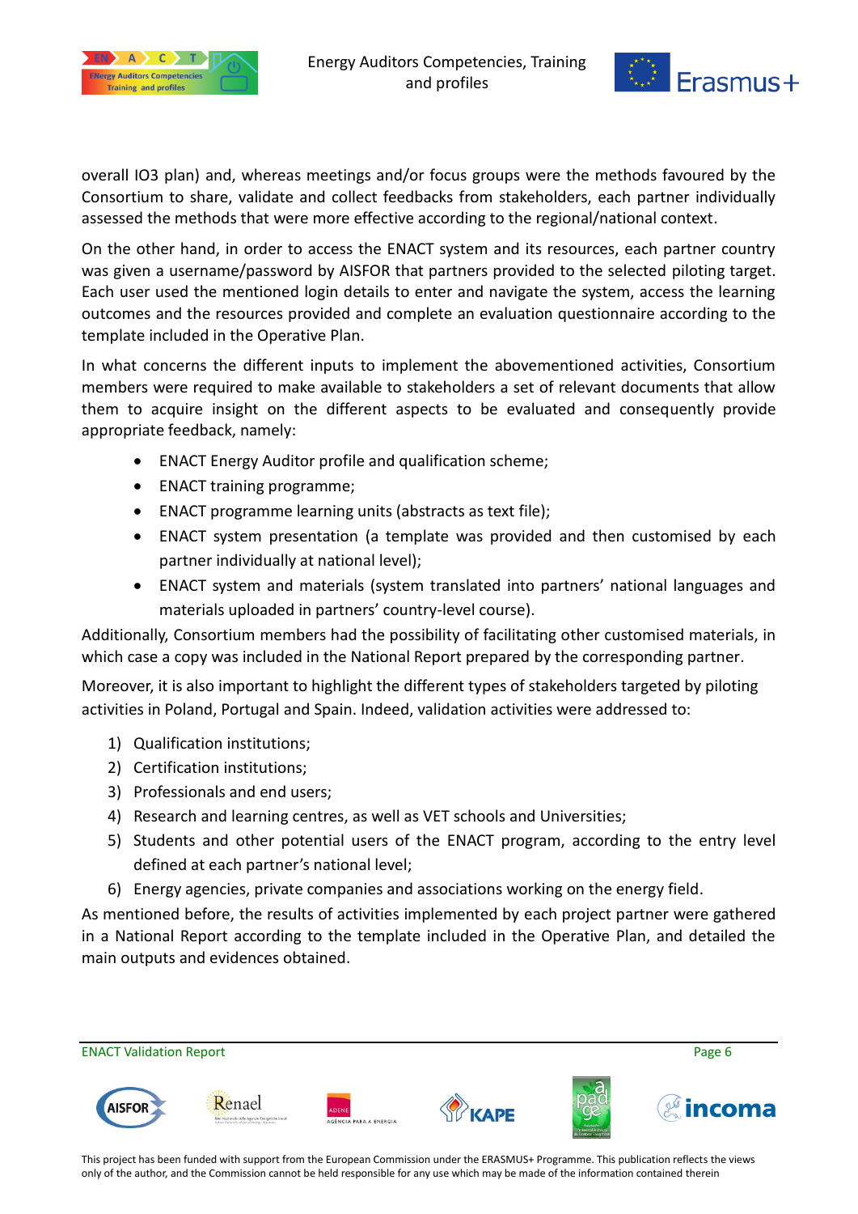overall IO3 plan) and, whereas meetings and/or focus groups were the methods favoured by the Consortium to share, validate and collect feedbacks from stakeholders, each partner individually assessed the methods that were more effective according to the regional/national context.

On the other hand, in order to access the ENACT system and its resources, each partner country was given a username/password by AISFOR that partners provided to the selected piloting target. Each user used the mentioned login details to enter and navigate the system, access the learning outcomes and the resources provided and complete an evaluation questionnaire according to the template included in the Operative Plan.

In what concerns the different inputs to implement the abovementioned activities, Consortium members were required to make available to stakeholders a set of relevant documents that allow them to acquire insight on the different aspects to be evaluated and consequently provide appropriate feedback, namely:

- ENACT Energy Auditor profile and qualification scheme;
- ENACT training programme;
- ENACT programme learning units (abstracts as text file);
- ENACT system presentation (a template was provided and then customised by each partner individually at national level);
- ENACT system and materials (system translated into partners' national languages and materials uploaded in partners' country-level course).

Additionally, Consortium members had the possibility of facilitating other customised materials, in which case a copy was included in the National Report prepared by the corresponding partner.

Moreover, it is also important to highlight the different types of stakeholders targeted by piloting activities in Poland, Portugal and Spain. Indeed, validation activities were addressed to:

1) Qualification institutions;
2) Certification institutions;
3) Professionals and end users;
4) Research and learning centres, as well as VET schools and Universities;
5) Students and other potential users of the ENACT program, according to the entry level defined at each partner's national level;
6) Energy agencies, private companies and associations working on the energy field.

As mentioned before, the results of activities implemented by each project partner were gathered in a National Report according to the template included in the Operative Plan, and detailed the main outputs and evidences obtained.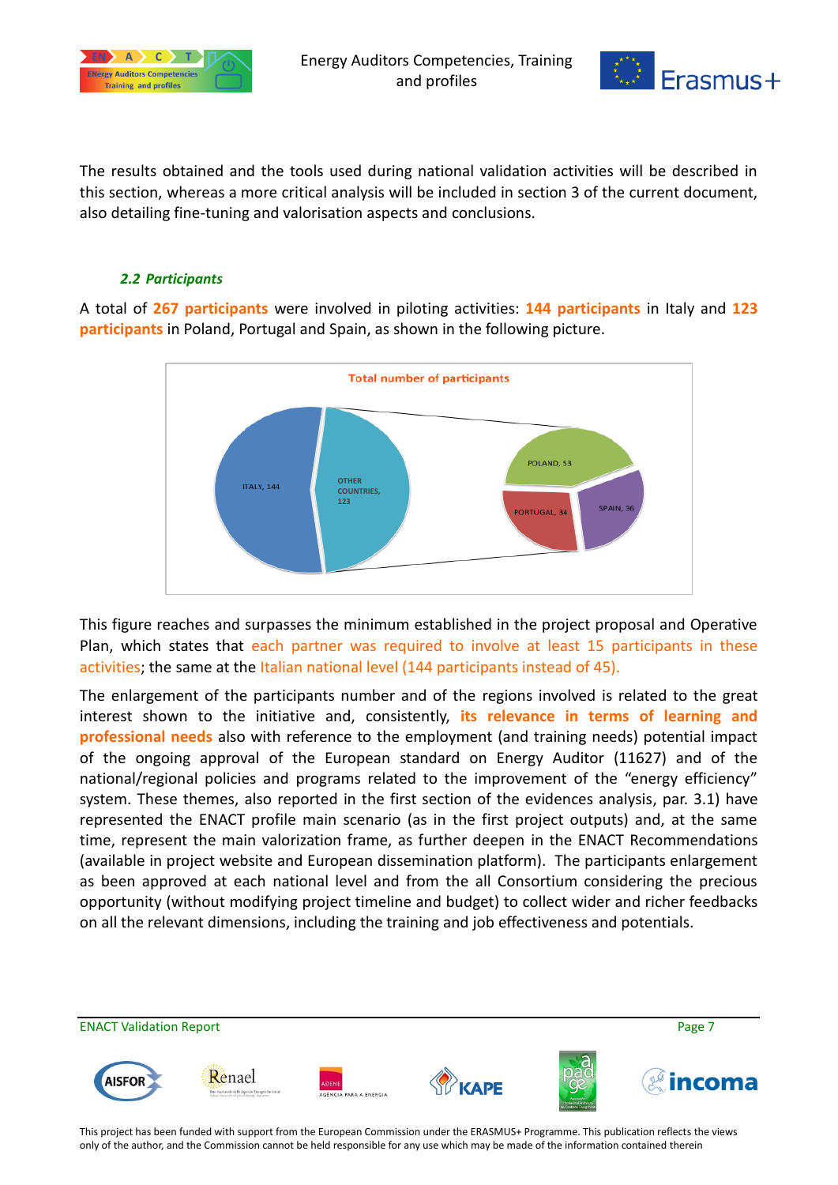The results obtained and the tools used during national validation activities will be described in this section, whereas a more critical analysis will be included in section 3 of the current document, also detailing fine-tuning and valorisation aspects and conclusions.

### *2.2 Participants*

A total of **267 participants** were involved in piloting activities: **144 participants** in Italy and **123 participants** in Poland, Portugal and Spain, as shown in the following picture.

Total number of participants

ITALY, 144

OTHER COUNTRIES, 123

POLAND, 53

PORTUGAL, 34

SPAIN, 36

This figure reaches and surpasses the minimum established in the project proposal and Operative Plan, which states that each partner was required to involve at least 15 participants in these activities; the same at the Italian national level (144 participants instead of 45).

The enlargement of the participants number and of the regions involved is related to the great interest shown to the initiative and, consistently, **its relevance in terms of learning and professional needs** also with reference to the employment (and training needs) potential impact of the ongoing approval of the European standard on Energy Auditor (11627) and of the national/regional policies and programs related to the improvement of the "energy efficiency" system. These themes, also reported in the first section of the evidences analysis, par. 3.1) have represented the ENACT profile main scenario (as in the first project outputs) and, at the same time, represent the main valorization frame, as further deepen in the ENACT Recommendations (available in project website and European dissemination platform). The participants enlargement as been approved at each national level and from the all Consortium considering the precious opportunity (without modifying project timeline and budget) to collect wider and richer feedbacks on all the relevant dimensions, including the training and job effectiveness and potentials.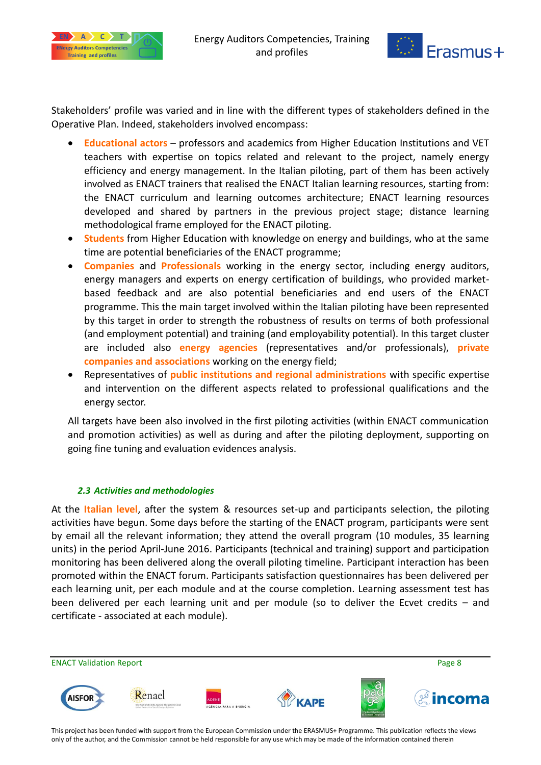Stakeholders' profile was varied and in line with the different types of stakeholders defined in the Operative Plan. Indeed, stakeholders involved encompass:

- **Educational actors** – professors and academics from Higher Education Institutions and VET teachers with expertise on topics related and relevant to the project, namely energy efficiency and energy management. In the Italian piloting, part of them has been actively involved as ENACT trainers that realised the ENACT Italian learning resources, starting from: the ENACT curriculum and learning outcomes architecture; ENACT learning resources developed and shared by partners in the previous project stage; distance learning methodological frame employed for the ENACT piloting.
- **Students** from Higher Education with knowledge on energy and buildings, who at the same time are potential beneficiaries of the ENACT programme;
- **Companies** and **Professionals** working in the energy sector, including energy auditors, energy managers and experts on energy certification of buildings, who provided market-based feedback and are also potential beneficiaries and end users of the ENACT programme. This the main target involved within the Italian piloting have been represented by this target in order to strength the robustness of results on terms of both professional (and employment potential) and training (and employability potential). In this target cluster are included also **energy agencies** (representatives and/or professionals), **private companies and associations** working on the energy field;
- Representatives of **public institutions and regional administrations** with specific expertise and intervention on the different aspects related to professional qualifications and the energy sector.

All targets have been also involved in the first piloting activities (within ENACT communication and promotion activities) as well as during and after the piloting deployment, supporting on going fine tuning and evaluation evidences analysis.

### *2.3 Activities and methodologies*

At the **Italian level**, after the system & resources set-up and participants selection, the piloting activities have begun. Some days before the starting of the ENACT program, participants were sent by email all the relevant information; they attend the overall program (10 modules, 35 learning units) in the period April-June 2016. Participants (technical and training) support and participation monitoring has been delivered along the overall piloting timeline. Participant interaction has been promoted within the ENACT forum. Participants satisfaction questionnaires has been delivered per each learning unit, per each module and at the course completion. Learning assessment test has been delivered per each learning unit and per module (so to deliver the Ecvet credits – and certificate - associated at each module).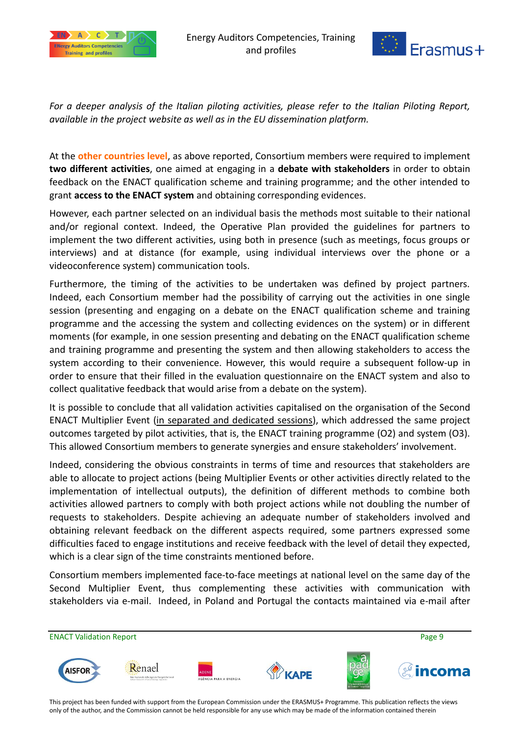*For a deeper analysis of the Italian piloting activities, please refer to the Italian Piloting Report, available in the project website as well as in the EU dissemination platform.*

At the other countries level, as above reported, Consortium members were required to implement **two different activities**, one aimed at engaging in a **debate with stakeholders** in order to obtain feedback on the ENACT qualification scheme and training programme; and the other intended to grant **access to the ENACT system** and obtaining corresponding evidences.

However, each partner selected on an individual basis the methods most suitable to their national and/or regional context. Indeed, the Operative Plan provided the guidelines for partners to implement the two different activities, using both in presence (such as meetings, focus groups or interviews) and at distance (for example, using individual interviews over the phone or a videoconference system) communication tools.

Furthermore, the timing of the activities to be undertaken was defined by project partners. Indeed, each Consortium member had the possibility of carrying out the activities in one single session (presenting and engaging on a debate on the ENACT qualification scheme and training programme and the accessing the system and collecting evidences on the system) or in different moments (for example, in one session presenting and debating on the ENACT qualification scheme and training programme and presenting the system and then allowing stakeholders to access the system according to their convenience. However, this would require a subsequent follow-up in order to ensure that their filled in the evaluation questionnaire on the ENACT system and also to collect qualitative feedback that would arise from a debate on the system).

It is possible to conclude that all validation activities capitalised on the organisation of the Second ENACT Multiplier Event (in separated and dedicated sessions), which addressed the same project outcomes targeted by pilot activities, that is, the ENACT training programme (O2) and system (O3). This allowed Consortium members to generate synergies and ensure stakeholders' involvement.

Indeed, considering the obvious constraints in terms of time and resources that stakeholders are able to allocate to project actions (being Multiplier Events or other activities directly related to the implementation of intellectual outputs), the definition of different methods to combine both activities allowed partners to comply with both project actions while not doubling the number of requests to stakeholders. Despite achieving an adequate number of stakeholders involved and obtaining relevant feedback on the different aspects required, some partners expressed some difficulties faced to engage institutions and receive feedback with the level of detail they expected, which is a clear sign of the time constraints mentioned before.

Consortium members implemented face-to-face meetings at national level on the same day of the Second Multiplier Event, thus complementing these activities with communication with stakeholders via e-mail. Indeed, in Poland and Portugal the contacts maintained via e-mail after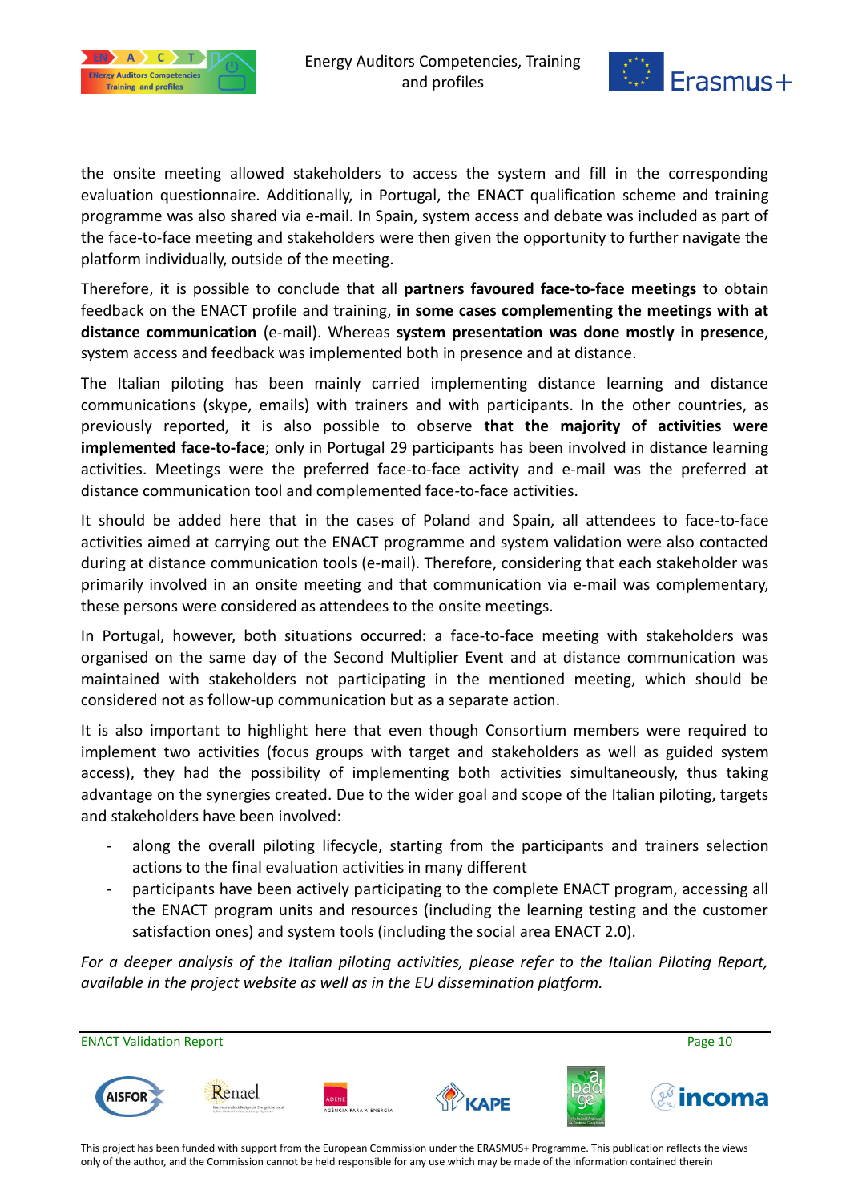the onsite meeting allowed stakeholders to access the system and fill in the corresponding evaluation questionnaire. Additionally, in Portugal, the ENACT qualification scheme and training programme was also shared via e-mail. In Spain, system access and debate was included as part of the face-to-face meeting and stakeholders were then given the opportunity to further navigate the platform individually, outside of the meeting.

Therefore, it is possible to conclude that all **partners favoured face-to-face meetings** to obtain feedback on the ENACT profile and training, **in some cases complementing the meetings with at distance communication** (e-mail). Whereas **system presentation was done mostly in presence**, system access and feedback was implemented both in presence and at distance.

The Italian piloting has been mainly carried implementing distance learning and distance communications (skype, emails) with trainers and with participants. In the other countries, as previously reported, it is also possible to observe **that the majority of activities were implemented face-to-face**; only in Portugal 29 participants has been involved in distance learning activities. Meetings were the preferred face-to-face activity and e-mail was the preferred at distance communication tool and complemented face-to-face activities.

It should be added here that in the cases of Poland and Spain, all attendees to face-to-face activities aimed at carrying out the ENACT programme and system validation were also contacted during at distance communication tools (e-mail). Therefore, considering that each stakeholder was primarily involved in an onsite meeting and that communication via e-mail was complementary, these persons were considered as attendees to the onsite meetings.

In Portugal, however, both situations occurred: a face-to-face meeting with stakeholders was organised on the same day of the Second Multiplier Event and at distance communication was maintained with stakeholders not participating in the mentioned meeting, which should be considered not as follow-up communication but as a separate action.

It is also important to highlight here that even though Consortium members were required to implement two activities (focus groups with target and stakeholders as well as guided system access), they had the possibility of implementing both activities simultaneously, thus taking advantage on the synergies created. Due to the wider goal and scope of the Italian piloting, targets and stakeholders have been involved:

- along the overall piloting lifecycle, starting from the participants and trainers selection actions to the final evaluation activities in many different
- participants have been actively participating to the complete ENACT program, accessing all the ENACT program units and resources (including the learning testing and the customer satisfaction ones) and system tools (including the social area ENACT 2.0).

*For a deeper analysis of the Italian piloting activities, please refer to the Italian Piloting Report, available in the project website as well as in the EU dissemination platform.*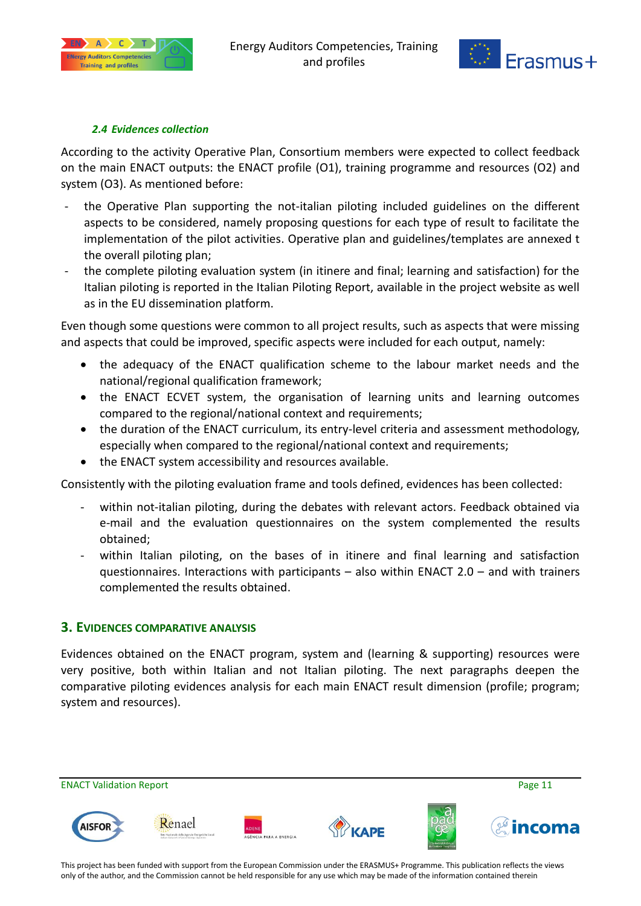### *2.4 Evidences collection*

According to the activity Operative Plan, Consortium members were expected to collect feedback on the main ENACT outputs: the ENACT profile (O1), training programme and resources (O2) and system (O3). As mentioned before:

- the Operative Plan supporting the not-italian piloting included guidelines on the different aspects to be considered, namely proposing questions for each type of result to facilitate the implementation of the pilot activities. Operative plan and guidelines/templates are annexed t the overall piloting plan;
- the complete piloting evaluation system (in itinere and final; learning and satisfaction) for the Italian piloting is reported in the Italian Piloting Report, available in the project website as well as in the EU dissemination platform.

Even though some questions were common to all project results, such as aspects that were missing and aspects that could be improved, specific aspects were included for each output, namely:

- the adequacy of the ENACT qualification scheme to the labour market needs and the national/regional qualification framework;
- the ENACT ECVET system, the organisation of learning units and learning outcomes compared to the regional/national context and requirements;
- the duration of the ENACT curriculum, its entry-level criteria and assessment methodology, especially when compared to the regional/national context and requirements;
- the ENACT system accessibility and resources available.

Consistently with the piloting evaluation frame and tools defined, evidences has been collected:

- within not-italian piloting, during the debates with relevant actors. Feedback obtained via e-mail and the evaluation questionnaires on the system complemented the results obtained;
- within Italian piloting, on the bases of in itinere and final learning and satisfaction questionnaires. Interactions with participants – also within ENACT 2.0 – and with trainers complemented the results obtained.

## 3. EVIDENCES COMPARATIVE ANALYSIS

Evidences obtained on the ENACT program, system and (learning & supporting) resources were very positive, both within Italian and not Italian piloting. The next paragraphs deepen the comparative piloting evidences analysis for each main ENACT result dimension (profile; program; system and resources).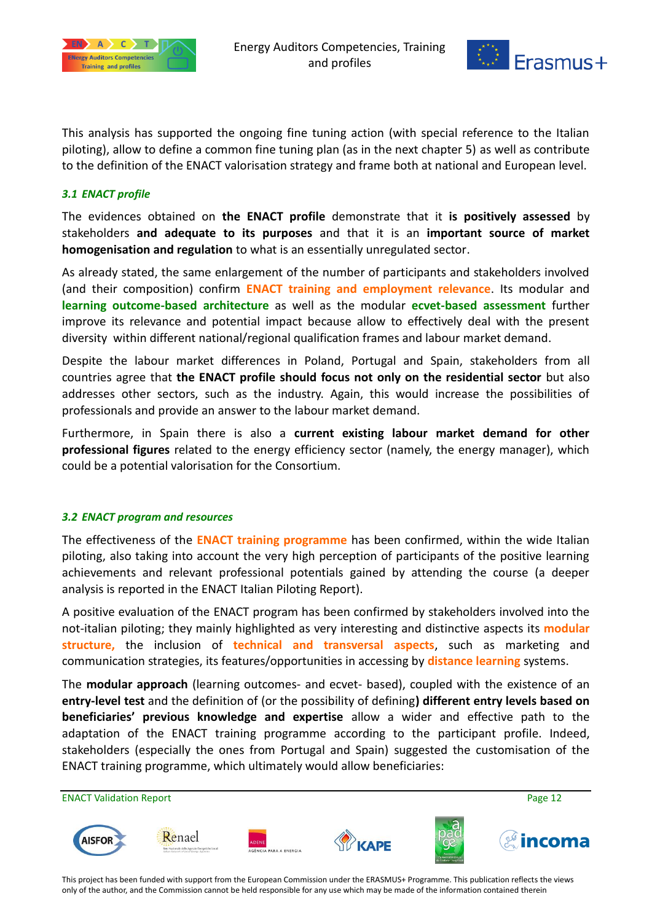This analysis has supported the ongoing fine tuning action (with special reference to the Italian piloting), allow to define a common fine tuning plan (as in the next chapter 5) as well as contribute to the definition of the ENACT valorisation strategy and frame both at national and European level.

### *3.1 ENACT profile*

The evidences obtained on **the ENACT profile** demonstrate that it **is positively assessed** by stakeholders **and adequate to its purposes** and that it is an **important source of market homogenisation and regulation** to what is an essentially unregulated sector.

As already stated, the same enlargement of the number of participants and stakeholders involved (and their composition) confirm **ENACT training and employment relevance**. Its modular and **learning outcome-based architecture** as well as the modular **ecvet-based assessment** further improve its relevance and potential impact because allow to effectively deal with the present diversity within different national/regional qualification frames and labour market demand.

Despite the labour market differences in Poland, Portugal and Spain, stakeholders from all countries agree that **the ENACT profile should focus not only on the residential sector** but also addresses other sectors, such as the industry. Again, this would increase the possibilities of professionals and provide an answer to the labour market demand.

Furthermore, in Spain there is also a **current existing labour market demand for other professional figures** related to the energy efficiency sector (namely, the energy manager), which could be a potential valorisation for the Consortium.

### *3.2 ENACT program and resources*

The effectiveness of the **ENACT training programme** has been confirmed, within the wide Italian piloting, also taking into account the very high perception of participants of the positive learning achievements and relevant professional potentials gained by attending the course (a deeper analysis is reported in the ENACT Italian Piloting Report).

A positive evaluation of the ENACT program has been confirmed by stakeholders involved into the not-italian piloting; they mainly highlighted as very interesting and distinctive aspects its **modular structure,** the inclusion of **technical and transversal aspects**, such as marketing and communication strategies, its features/opportunities in accessing by **distance learning** systems.

The **modular approach** (learning outcomes- and ecvet- based), coupled with the existence of an **entry-level test** and the definition of (or the possibility of defining**) different entry levels based on beneficiaries' previous knowledge and expertise** allow a wider and effective path to the adaptation of the ENACT training programme according to the participant profile. Indeed, stakeholders (especially the ones from Portugal and Spain) suggested the customisation of the ENACT training programme, which ultimately would allow beneficiaries: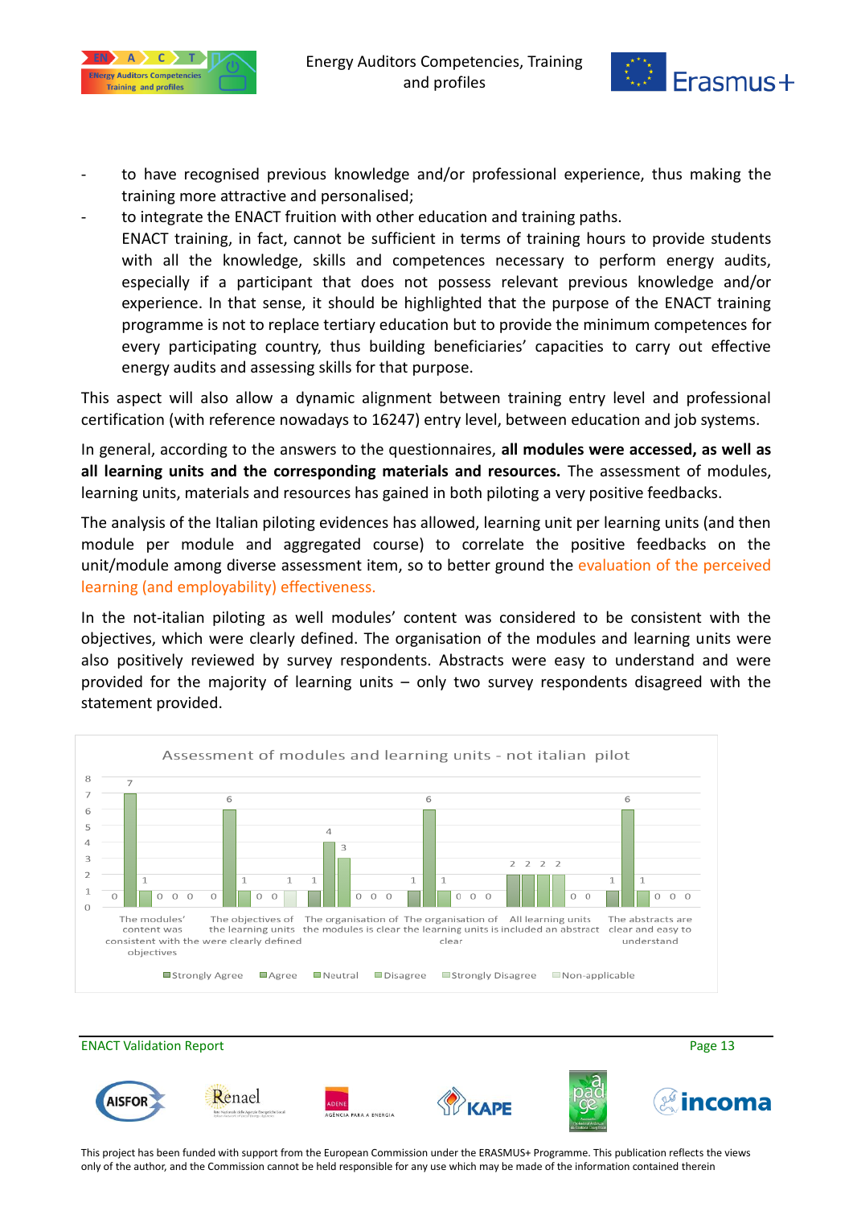- to have recognised previous knowledge and/or professional experience, thus making the training more attractive and personalised;
- to integrate the ENACT fruition with other education and training paths.

  ENACT training, in fact, cannot be sufficient in terms of training hours to provide students with all the knowledge, skills and competences necessary to perform energy audits, especially if a participant that does not possess relevant previous knowledge and/or experience. In that sense, it should be highlighted that the purpose of the ENACT training programme is not to replace tertiary education but to provide the minimum competences for every participating country, thus building beneficiaries' capacities to carry out effective energy audits and assessing skills for that purpose.

This aspect will also allow a dynamic alignment between training entry level and professional certification (with reference nowadays to 16247) entry level, between education and job systems.

In general, according to the answers to the questionnaires, **all modules were accessed, as well as all learning units and the corresponding materials and resources.** The assessment of modules, learning units, materials and resources has gained in both piloting a very positive feedbacks.

The analysis of the Italian piloting evidences has allowed, learning unit per learning units (and then module per module and aggregated course) to correlate the positive feedbacks on the unit/module among diverse assessment item, so to better ground the evaluation of the perceived learning (and employability) effectiveness.

In the not-italian piloting as well modules' content was considered to be consistent with the objectives, which were clearly defined. The organisation of the modules and learning units were also positively reviewed by survey respondents. Abstracts were easy to understand and were provided for the majority of learning units – only two survey respondents disagreed with the statement provided.

**Assessment of modules and learning units - not italian pilot**

| | Strongly Agree | Agree | Neutral | Disagree | Strongly Disagree | Non-applicable |
|---|---|---|---|---|---|---|
| The modules' content was consistent with the objectives | 0 | 7 | 1 | 0 | 0 | 0 |
| The objectives of the learning units were clearly defined | 0 | 6 | 1 | 0 | 0 | 1 |
| The organisation of the modules is clear | 1 | 4 | 3 | 0 | 0 | 0 |
| The organisation of the learning units is clear | 1 | 6 | 1 | 0 | 0 | 0 |
| All learning units included an abstract | 2 | 2 | 2 | 2 | 0 | 0 |
| The abstracts are clear and easy to understand | 1 | 6 | 1 | 0 | 0 | 0 |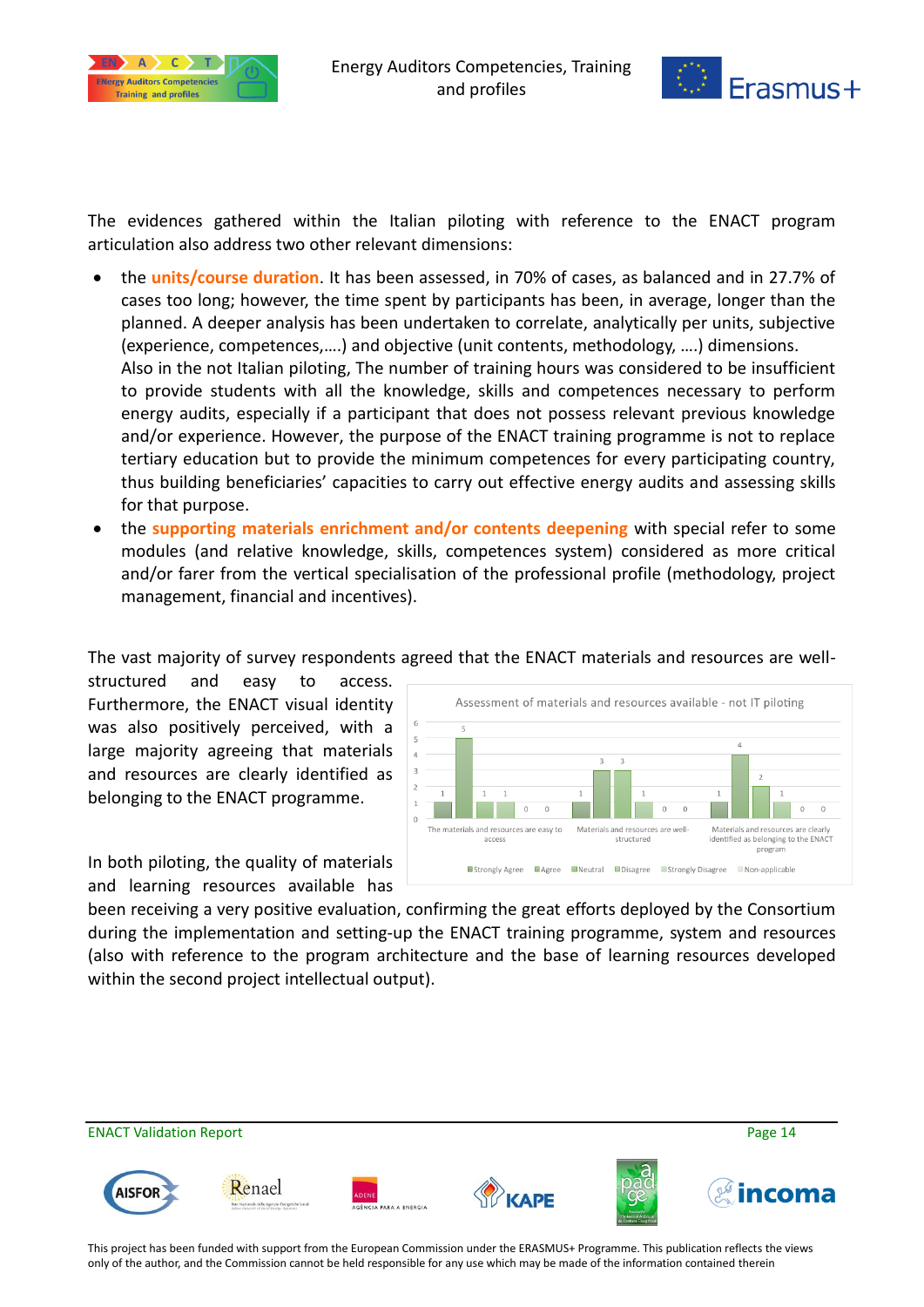The evidences gathered within the Italian piloting with reference to the ENACT program articulation also address two other relevant dimensions:

- the **units/course duration**. It has been assessed, in 70% of cases, as balanced and in 27.7% of cases too long; however, the time spent by participants has been, in average, longer than the planned. A deeper analysis has been undertaken to correlate, analytically per units, subjective (experience, competences,….) and objective (unit contents, methodology, ….) dimensions.
  Also in the not Italian piloting, The number of training hours was considered to be insufficient to provide students with all the knowledge, skills and competences necessary to perform energy audits, especially if a participant that does not possess relevant previous knowledge and/or experience. However, the purpose of the ENACT training programme is not to replace tertiary education but to provide the minimum competences for every participating country, thus building beneficiaries' capacities to carry out effective energy audits and assessing skills for that purpose.
- the **supporting materials enrichment and/or contents deepening** with special refer to some modules (and relative knowledge, skills, competences system) considered as more critical and/or farer from the vertical specialisation of the professional profile (methodology, project management, financial and incentives).

The vast majority of survey respondents agreed that the ENACT materials and resources are well-structured and easy to access. Furthermore, the ENACT visual identity was also positively perceived, with a large majority agreeing that materials and resources are clearly identified as belonging to the ENACT programme.

Assessment of materials and resources available - not IT piloting

| | Strongly Agree | Agree | Neutral | Disagree | Strongly Disagree | Non-applicable |
|---|---|---|---|---|---|---|
| The materials and resources are easy to access | 1 | 5 | 1 | 1 | 0 | 0 |
| Materials and resources are well-structured | 1 | 3 | 3 | 1 | 0 | 0 |
| Materials and resources are clearly identified as belonging to the ENACT program | 1 | 4 | 2 | 1 | 0 | 0 |

In both piloting, the quality of materials and learning resources available has been receiving a very positive evaluation, confirming the great efforts deployed by the Consortium during the implementation and setting-up the ENACT training programme, system and resources (also with reference to the program architecture and the base of learning resources developed within the second project intellectual output).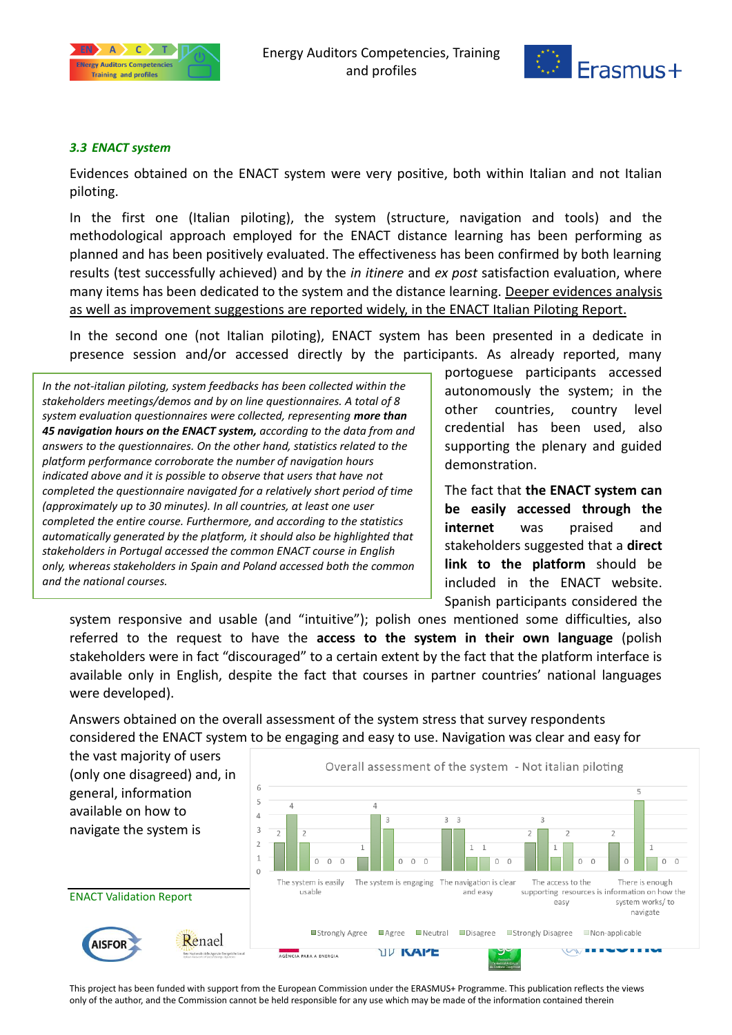### *3.3 ENACT system*

Evidences obtained on the ENACT system were very positive, both within Italian and not Italian piloting.

In the first one (Italian piloting), the system (structure, navigation and tools) and the methodological approach employed for the ENACT distance learning has been performing as planned and has been positively evaluated. The effectiveness has been confirmed by both learning results (test successfully achieved) and by the *in itinere* and *ex post* satisfaction evaluation, where many items has been dedicated to the system and the distance learning. Deeper evidences analysis as well as improvement suggestions are reported widely, in the ENACT Italian Piloting Report.

In the second one (not Italian piloting), ENACT system has been presented in a dedicate in presence session and/or accessed directly by the participants. As already reported, many portoguese participants accessed autonomously the system; in the other countries, country level credential has been used, also supporting the plenary and guided demonstration.

*In the not-italian piloting, system feedbacks has been collected within the stakeholders meetings/demos and by on line questionnaires. A total of 8 system evaluation questionnaires were collected, representing **more than 45 navigation hours on the ENACT system,** according to the data from and answers to the questionnaires. On the other hand, statistics related to the platform performance corroborate the number of navigation hours indicated above and it is possible to observe that users that have not completed the questionnaire navigated for a relatively short period of time (approximately up to 30 minutes). In all countries, at least one user completed the entire course. Furthermore, and according to the statistics automatically generated by the platform, it should also be highlighted that stakeholders in Portugal accessed the common ENACT course in English only, whereas stakeholders in Spain and Poland accessed both the common and the national courses.*

The fact that **the ENACT system can be easily accessed through the internet** was praised and stakeholders suggested that a **direct link to the platform** should be included in the ENACT website. Spanish participants considered the system responsive and usable (and "intuitive"); polish ones mentioned some difficulties, also referred to the request to have the **access to the system in their own language** (polish stakeholders were in fact "discouraged" to a certain extent by the fact that the platform interface is available only in English, despite the fact that courses in partner countries' national languages were developed).

Answers obtained on the overall assessment of the system stress that survey respondents considered the ENACT system to be engaging and easy to use. Navigation was clear and easy for the vast majority of users (only one disagreed) and, in general, information available on how to navigate the system is

**Overall assessment of the system - Not italian piloting**

| | Strongly Agree | Agree | Neutral | Disagree | Strongly Disagree | Non-applicable |
|---|---|---|---|---|---|---|
| The system is easily usable | 2 | 4 | 2 | 0 | 0 | 0 |
| The system is engaging | 1 | 4 | 3 | 0 | 0 | 0 |
| The navigation is clear and easy | 3 | 3 | 1 | 1 | 0 | 0 |
| The access to the supporting resources is easy | 2 | 3 | 1 | 2 | 0 | 0 |
| There is enough information on how the system works/ to navigate | 2 | 0 | 5 | 1 | 0 | 0 |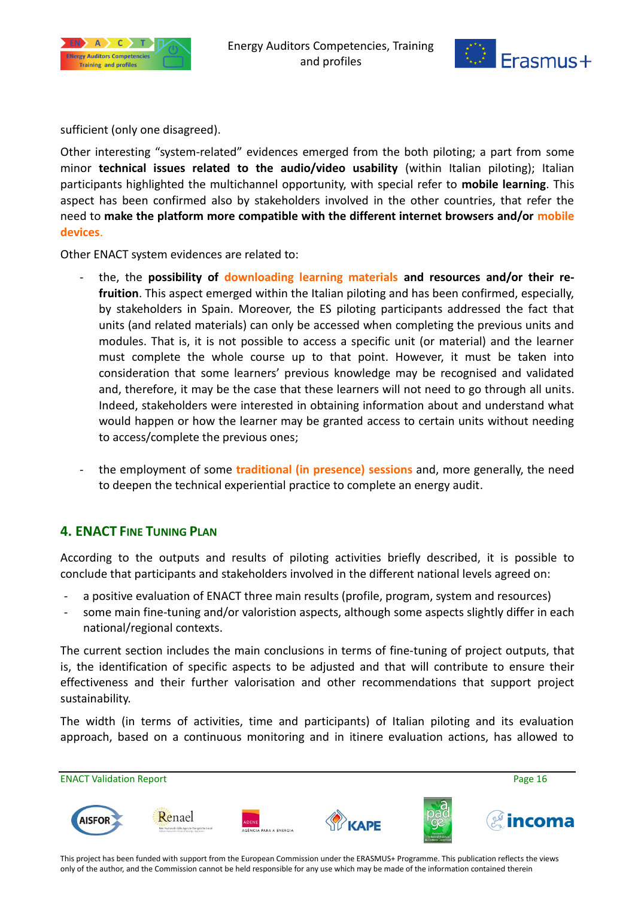sufficient (only one disagreed).

Other interesting "system-related" evidences emerged from the both piloting; a part from some minor **technical issues related to the audio/video usability** (within Italian piloting); Italian participants highlighted the multichannel opportunity, with special refer to **mobile learning**. This aspect has been confirmed also by stakeholders involved in the other countries, that refer the need to **make the platform more compatible with the different internet browsers and/or mobile devices**.

Other ENACT system evidences are related to:

- the, the **possibility of downloading learning materials and resources and/or their re-fruition**. This aspect emerged within the Italian piloting and has been confirmed, especially, by stakeholders in Spain. Moreover, the ES piloting participants addressed the fact that units (and related materials) can only be accessed when completing the previous units and modules. That is, it is not possible to access a specific unit (or material) and the learner must complete the whole course up to that point. However, it must be taken into consideration that some learners' previous knowledge may be recognised and validated and, therefore, it may be the case that these learners will not need to go through all units. Indeed, stakeholders were interested in obtaining information about and understand what would happen or how the learner may be granted access to certain units without needing to access/complete the previous ones;

- the employment of some **traditional (in presence) sessions** and, more generally, the need to deepen the technical experiential practice to complete an energy audit.

## 4. ENACT Fine Tuning Plan

According to the outputs and results of piloting activities briefly described, it is possible to conclude that participants and stakeholders involved in the different national levels agreed on:

- a positive evaluation of ENACT three main results (profile, program, system and resources)
- some main fine-tuning and/or valoristion aspects, although some aspects slightly differ in each national/regional contexts.

The current section includes the main conclusions in terms of fine-tuning of project outputs, that is, the identification of specific aspects to be adjusted and that will contribute to ensure their effectiveness and their further valorisation and other recommendations that support project sustainability.

The width (in terms of activities, time and participants) of Italian piloting and its evaluation approach, based on a continuous monitoring and in itinere evaluation actions, has allowed to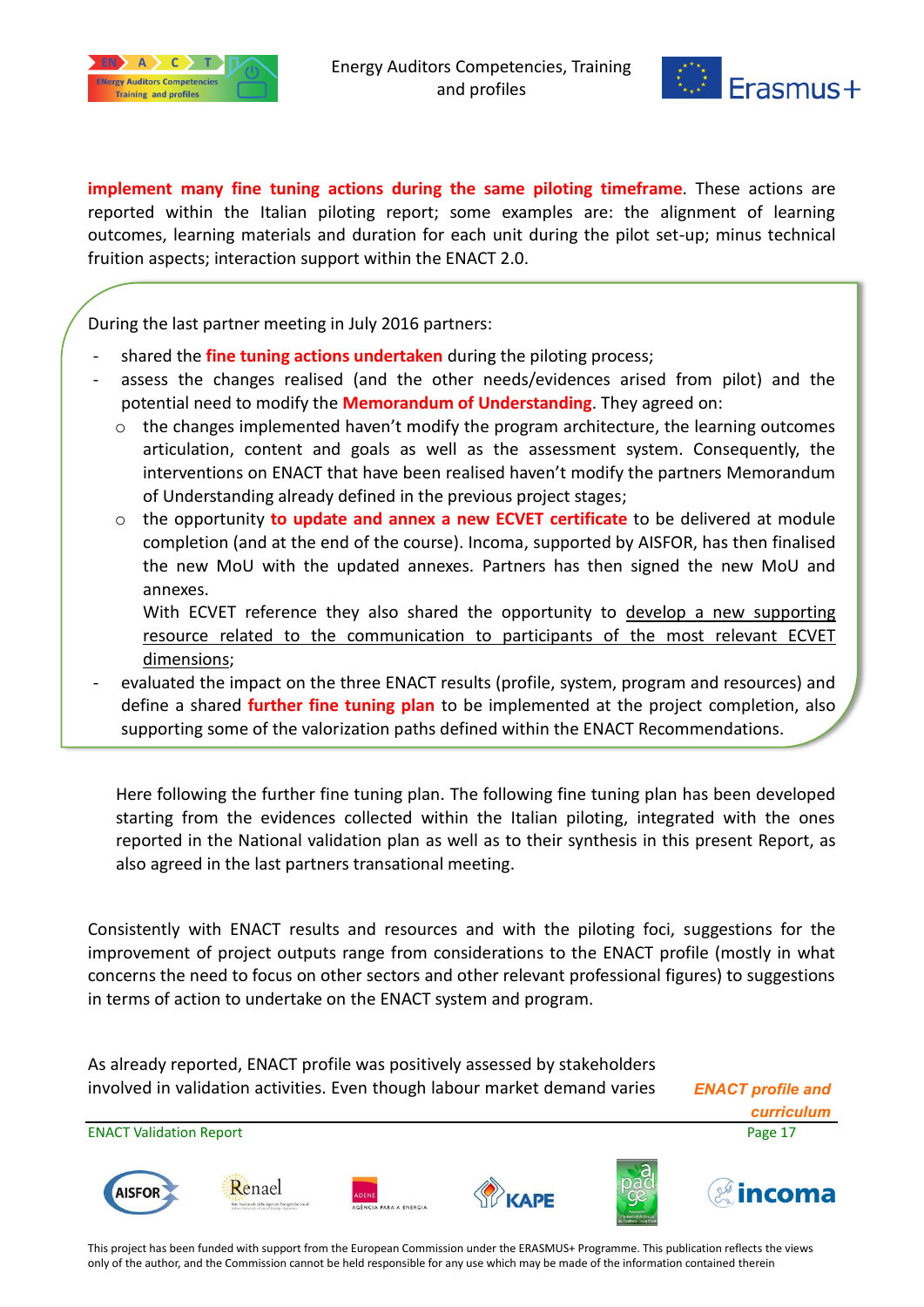**implement many fine tuning actions during the same piloting timeframe**. These actions are reported within the Italian piloting report; some examples are: the alignment of learning outcomes, learning materials and duration for each unit during the pilot set-up; minus technical fruition aspects; interaction support within the ENACT 2.0.

During the last partner meeting in July 2016 partners:

- shared the **fine tuning actions undertaken** during the piloting process;
- assess the changes realised (and the other needs/evidences arised from pilot) and the potential need to modify the **Memorandum of Understanding**. They agreed on:
  - the changes implemented haven't modify the program architecture, the learning outcomes articulation, content and goals as well as the assessment system. Consequently, the interventions on ENACT that have been realised haven't modify the partners Memorandum of Understanding already defined in the previous project stages;
  - the opportunity **to update and annex a new ECVET certificate** to be delivered at module completion (and at the end of the course). Incoma, supported by AISFOR, has then finalised the new MoU with the updated annexes. Partners has then signed the new MoU and annexes.
    With ECVET reference they also shared the opportunity to develop a new supporting resource related to the communication to participants of the most relevant ECVET dimensions;
- evaluated the impact on the three ENACT results (profile, system, program and resources) and define a shared **further fine tuning plan** to be implemented at the project completion, also supporting some of the valorization paths defined within the ENACT Recommendations.

Here following the further fine tuning plan. The following fine tuning plan has been developed starting from the evidences collected within the Italian piloting, integrated with the ones reported in the National validation plan as well as to their synthesis in this present Report, as also agreed in the last partners transational meeting.

Consistently with ENACT results and resources and with the piloting foci, suggestions for the improvement of project outputs range from considerations to the ENACT profile (mostly in what concerns the need to focus on other sectors and other relevant professional figures) to suggestions in terms of action to undertake on the ENACT system and program.

***ENACT profile and curriculum***

As already reported, ENACT profile was positively assessed by stakeholders involved in validation activities. Even though labour market demand varies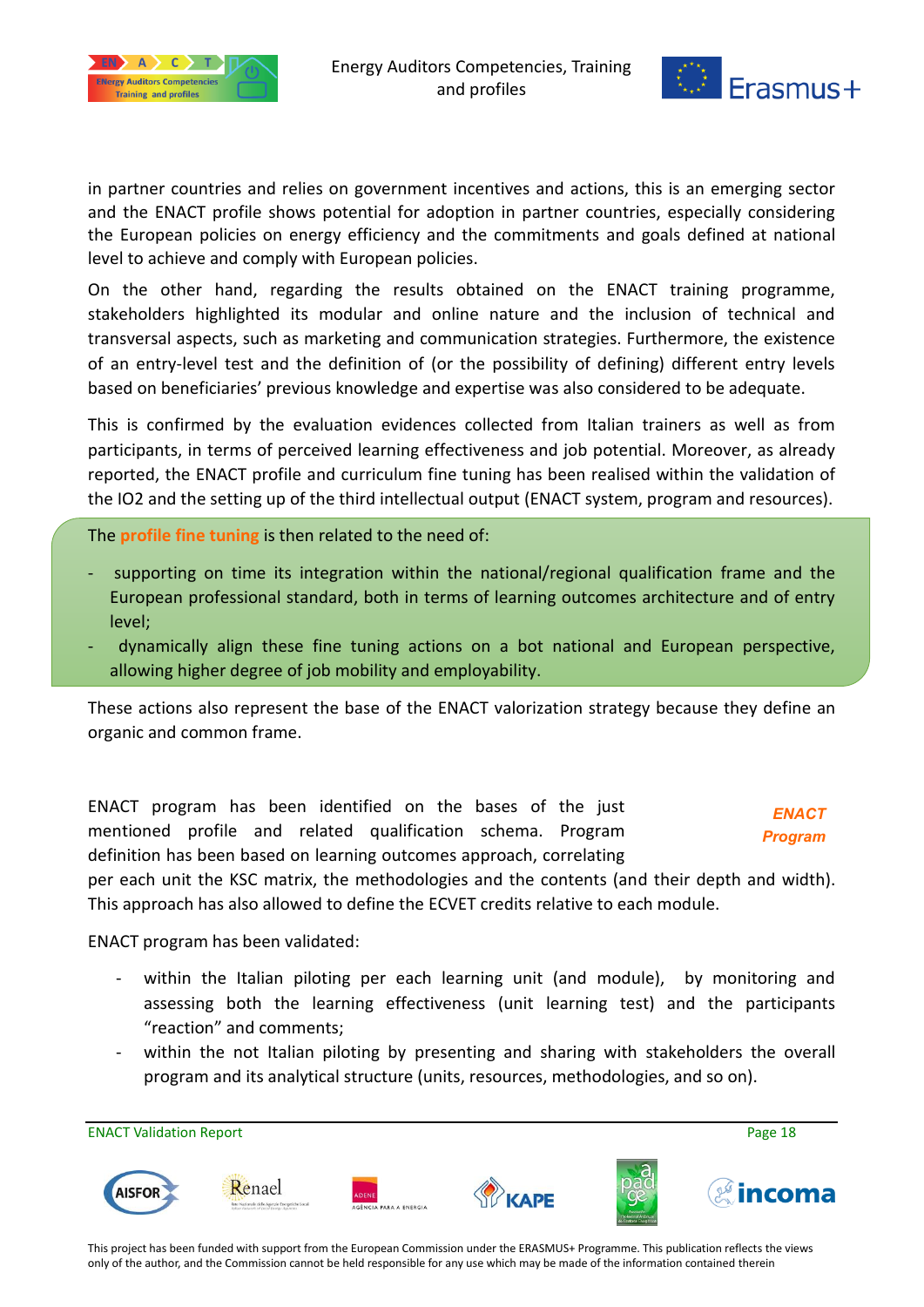in partner countries and relies on government incentives and actions, this is an emerging sector and the ENACT profile shows potential for adoption in partner countries, especially considering the European policies on energy efficiency and the commitments and goals defined at national level to achieve and comply with European policies.

On the other hand, regarding the results obtained on the ENACT training programme, stakeholders highlighted its modular and online nature and the inclusion of technical and transversal aspects, such as marketing and communication strategies. Furthermore, the existence of an entry-level test and the definition of (or the possibility of defining) different entry levels based on beneficiaries' previous knowledge and expertise was also considered to be adequate.

This is confirmed by the evaluation evidences collected from Italian trainers as well as from participants, in terms of perceived learning effectiveness and job potential. Moreover, as already reported, the ENACT profile and curriculum fine tuning has been realised within the validation of the IO2 and the setting up of the third intellectual output (ENACT system, program and resources).

The **profile fine tuning** is then related to the need of:

- supporting on time its integration within the national/regional qualification frame and the European professional standard, both in terms of learning outcomes architecture and of entry level;
- dynamically align these fine tuning actions on a bot national and European perspective, allowing higher degree of job mobility and employability.

These actions also represent the base of the ENACT valorization strategy because they define an organic and common frame.

***ENACT Program***

ENACT program has been identified on the bases of the just mentioned profile and related qualification schema. Program definition has been based on learning outcomes approach, correlating per each unit the KSC matrix, the methodologies and the contents (and their depth and width). This approach has also allowed to define the ECVET credits relative to each module.

ENACT program has been validated:

- within the Italian piloting per each learning unit (and module), by monitoring and assessing both the learning effectiveness (unit learning test) and the participants "reaction" and comments;
- within the not Italian piloting by presenting and sharing with stakeholders the overall program and its analytical structure (units, resources, methodologies, and so on).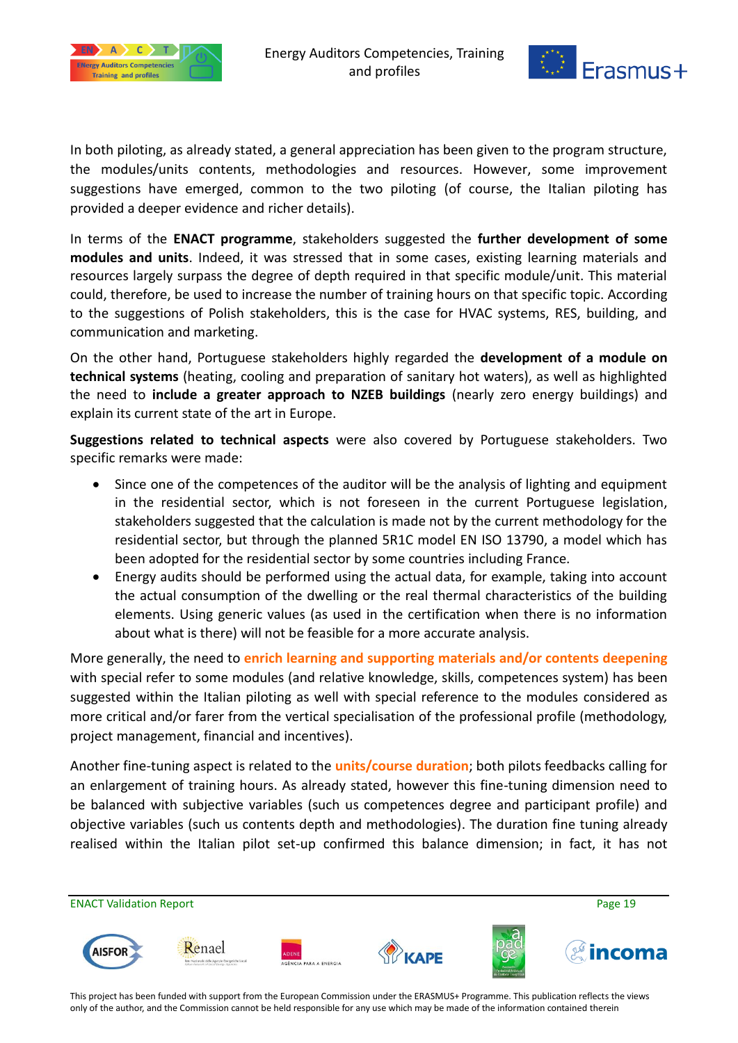In both piloting, as already stated, a general appreciation has been given to the program structure, the modules/units contents, methodologies and resources. However, some improvement suggestions have emerged, common to the two piloting (of course, the Italian piloting has provided a deeper evidence and richer details).

In terms of the **ENACT programme**, stakeholders suggested the **further development of some modules and units**. Indeed, it was stressed that in some cases, existing learning materials and resources largely surpass the degree of depth required in that specific module/unit. This material could, therefore, be used to increase the number of training hours on that specific topic. According to the suggestions of Polish stakeholders, this is the case for HVAC systems, RES, building, and communication and marketing.

On the other hand, Portuguese stakeholders highly regarded the **development of a module on technical systems** (heating, cooling and preparation of sanitary hot waters), as well as highlighted the need to **include a greater approach to NZEB buildings** (nearly zero energy buildings) and explain its current state of the art in Europe.

**Suggestions related to technical aspects** were also covered by Portuguese stakeholders. Two specific remarks were made:

- Since one of the competences of the auditor will be the analysis of lighting and equipment in the residential sector, which is not foreseen in the current Portuguese legislation, stakeholders suggested that the calculation is made not by the current methodology for the residential sector, but through the planned 5R1C model EN ISO 13790, a model which has been adopted for the residential sector by some countries including France.
- Energy audits should be performed using the actual data, for example, taking into account the actual consumption of the dwelling or the real thermal characteristics of the building elements. Using generic values (as used in the certification when there is no information about what is there) will not be feasible for a more accurate analysis.

More generally, the need to **enrich learning and supporting materials and/or contents deepening** with special refer to some modules (and relative knowledge, skills, competences system) has been suggested within the Italian piloting as well with special reference to the modules considered as more critical and/or farer from the vertical specialisation of the professional profile (methodology, project management, financial and incentives).

Another fine-tuning aspect is related to the **units/course duration**; both pilots feedbacks calling for an enlargement of training hours. As already stated, however this fine-tuning dimension need to be balanced with subjective variables (such us competences degree and participant profile) and objective variables (such us contents depth and methodologies). The duration fine tuning already realised within the Italian pilot set-up confirmed this balance dimension; in fact, it has not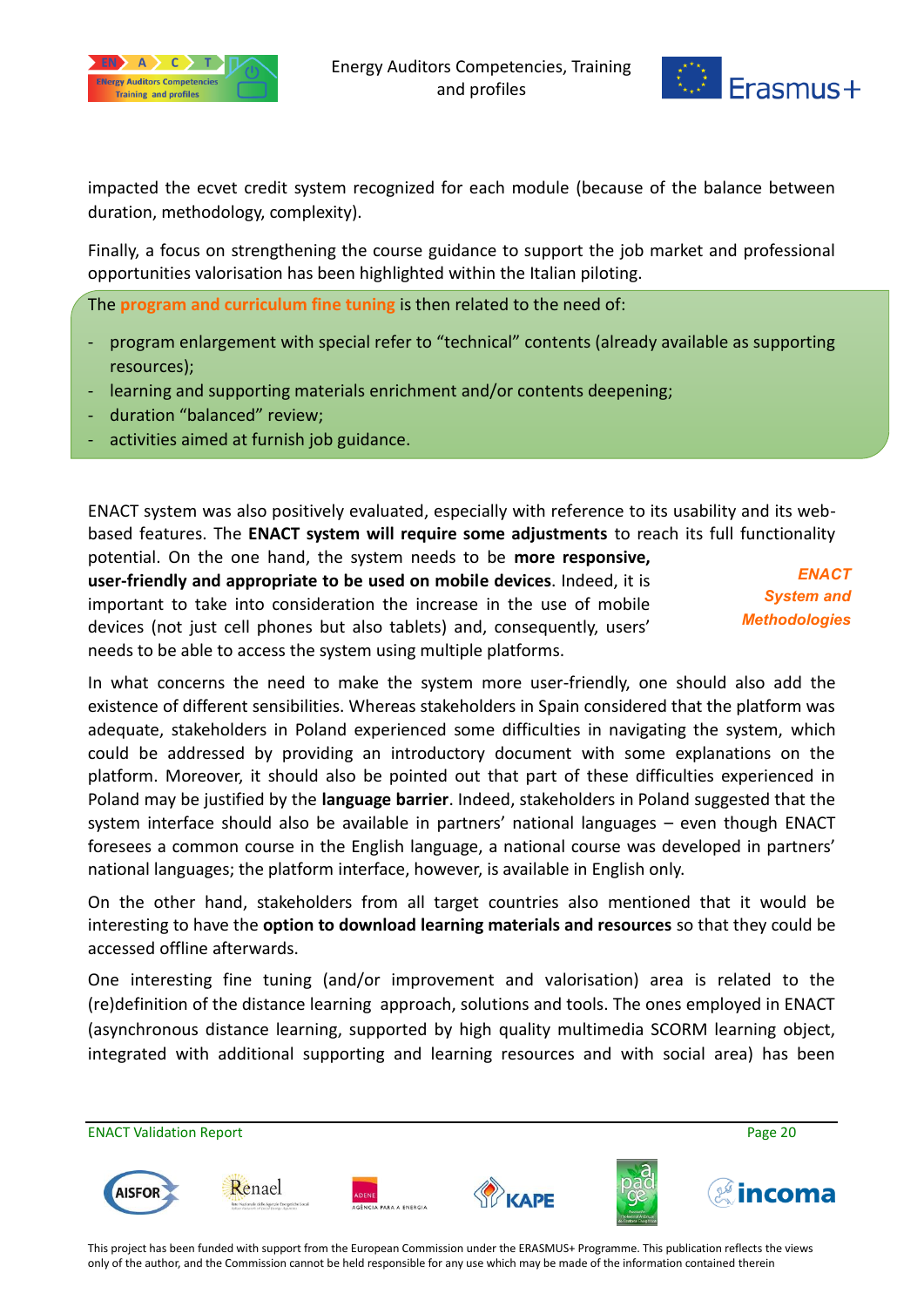impacted the ecvet credit system recognized for each module (because of the balance between duration, methodology, complexity).

Finally, a focus on strengthening the course guidance to support the job market and professional opportunities valorisation has been highlighted within the Italian piloting.

The **program and curriculum fine tuning** is then related to the need of:

- program enlargement with special refer to "technical" contents (already available as supporting resources);
- learning and supporting materials enrichment and/or contents deepening;
- duration "balanced" review;
- activities aimed at furnish job guidance.

*ENACT System and Methodologies*

ENACT system was also positively evaluated, especially with reference to its usability and its web-based features. The **ENACT system will require some adjustments** to reach its full functionality potential. On the one hand, the system needs to be **more responsive, user-friendly and appropriate to be used on mobile devices**. Indeed, it is important to take into consideration the increase in the use of mobile devices (not just cell phones but also tablets) and, consequently, users' needs to be able to access the system using multiple platforms.

In what concerns the need to make the system more user-friendly, one should also add the existence of different sensibilities. Whereas stakeholders in Spain considered that the platform was adequate, stakeholders in Poland experienced some difficulties in navigating the system, which could be addressed by providing an introductory document with some explanations on the platform. Moreover, it should also be pointed out that part of these difficulties experienced in Poland may be justified by the **language barrier**. Indeed, stakeholders in Poland suggested that the system interface should also be available in partners' national languages – even though ENACT foresees a common course in the English language, a national course was developed in partners' national languages; the platform interface, however, is available in English only.

On the other hand, stakeholders from all target countries also mentioned that it would be interesting to have the **option to download learning materials and resources** so that they could be accessed offline afterwards.

One interesting fine tuning (and/or improvement and valorisation) area is related to the (re)definition of the distance learning approach, solutions and tools. The ones employed in ENACT (asynchronous distance learning, supported by high quality multimedia SCORM learning object, integrated with additional supporting and learning resources and with social area) has been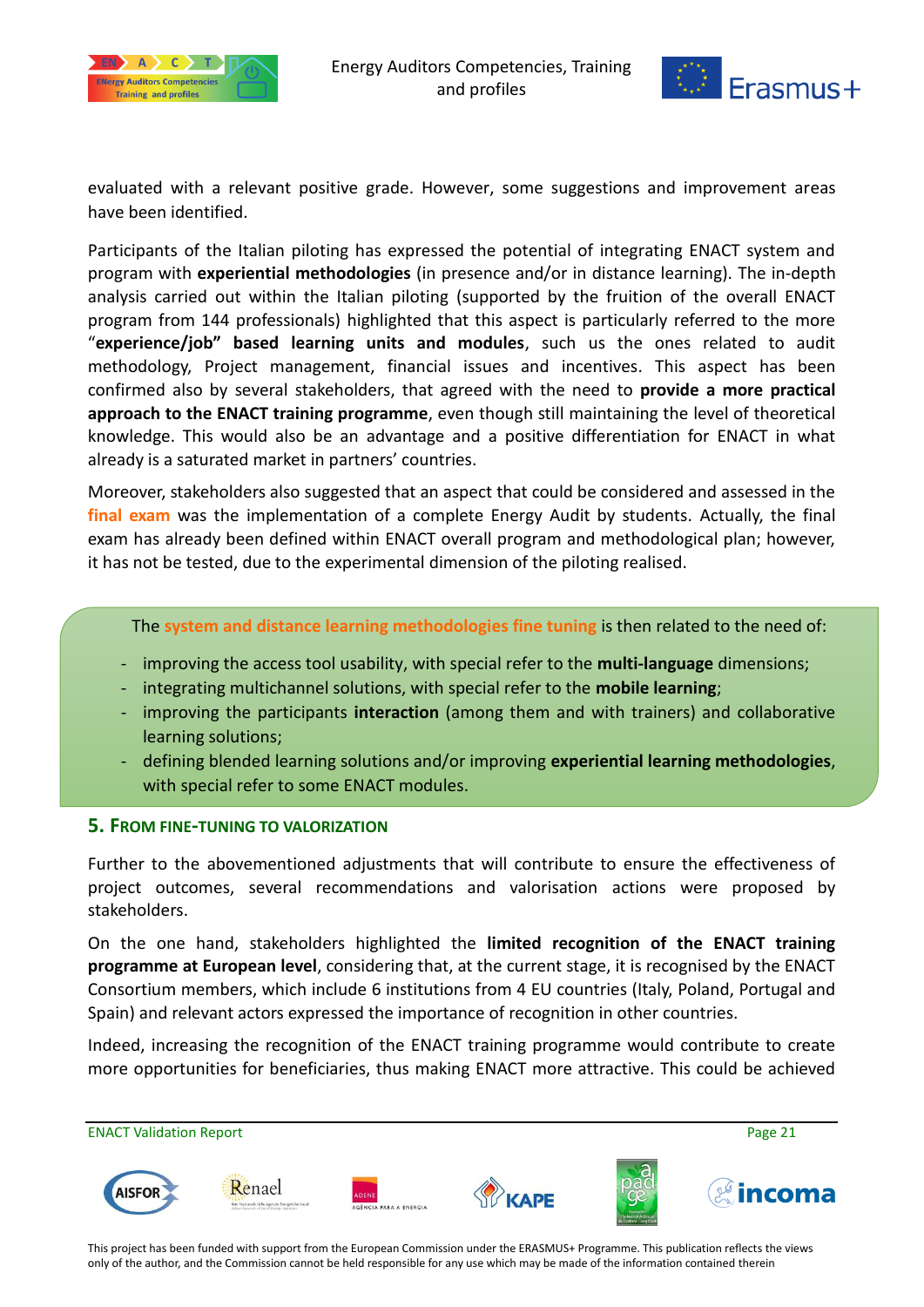evaluated with a relevant positive grade. However, some suggestions and improvement areas have been identified.

Participants of the Italian piloting has expressed the potential of integrating ENACT system and program with **experiential methodologies** (in presence and/or in distance learning). The in-depth analysis carried out within the Italian piloting (supported by the fruition of the overall ENACT program from 144 professionals) highlighted that this aspect is particularly referred to the more "**experience/job" based learning units and modules**, such us the ones related to audit methodology, Project management, financial issues and incentives. This aspect has been confirmed also by several stakeholders, that agreed with the need to **provide a more practical approach to the ENACT training programme**, even though still maintaining the level of theoretical knowledge. This would also be an advantage and a positive differentiation for ENACT in what already is a saturated market in partners' countries.

Moreover, stakeholders also suggested that an aspect that could be considered and assessed in the **final exam** was the implementation of a complete Energy Audit by students. Actually, the final exam has already been defined within ENACT overall program and methodological plan; however, it has not be tested, due to the experimental dimension of the piloting realised.

The **system and distance learning methodologies fine tuning** is then related to the need of:

- improving the access tool usability, with special refer to the **multi-language** dimensions;
- integrating multichannel solutions, with special refer to the **mobile learning**;
- improving the participants **interaction** (among them and with trainers) and collaborative learning solutions;
- defining blended learning solutions and/or improving **experiential learning methodologies**, with special refer to some ENACT modules.

## 5. From fine-tuning to valorization

Further to the abovementioned adjustments that will contribute to ensure the effectiveness of project outcomes, several recommendations and valorisation actions were proposed by stakeholders.

On the one hand, stakeholders highlighted the **limited recognition of the ENACT training programme at European level**, considering that, at the current stage, it is recognised by the ENACT Consortium members, which include 6 institutions from 4 EU countries (Italy, Poland, Portugal and Spain) and relevant actors expressed the importance of recognition in other countries.

Indeed, increasing the recognition of the ENACT training programme would contribute to create more opportunities for beneficiaries, thus making ENACT more attractive. This could be achieved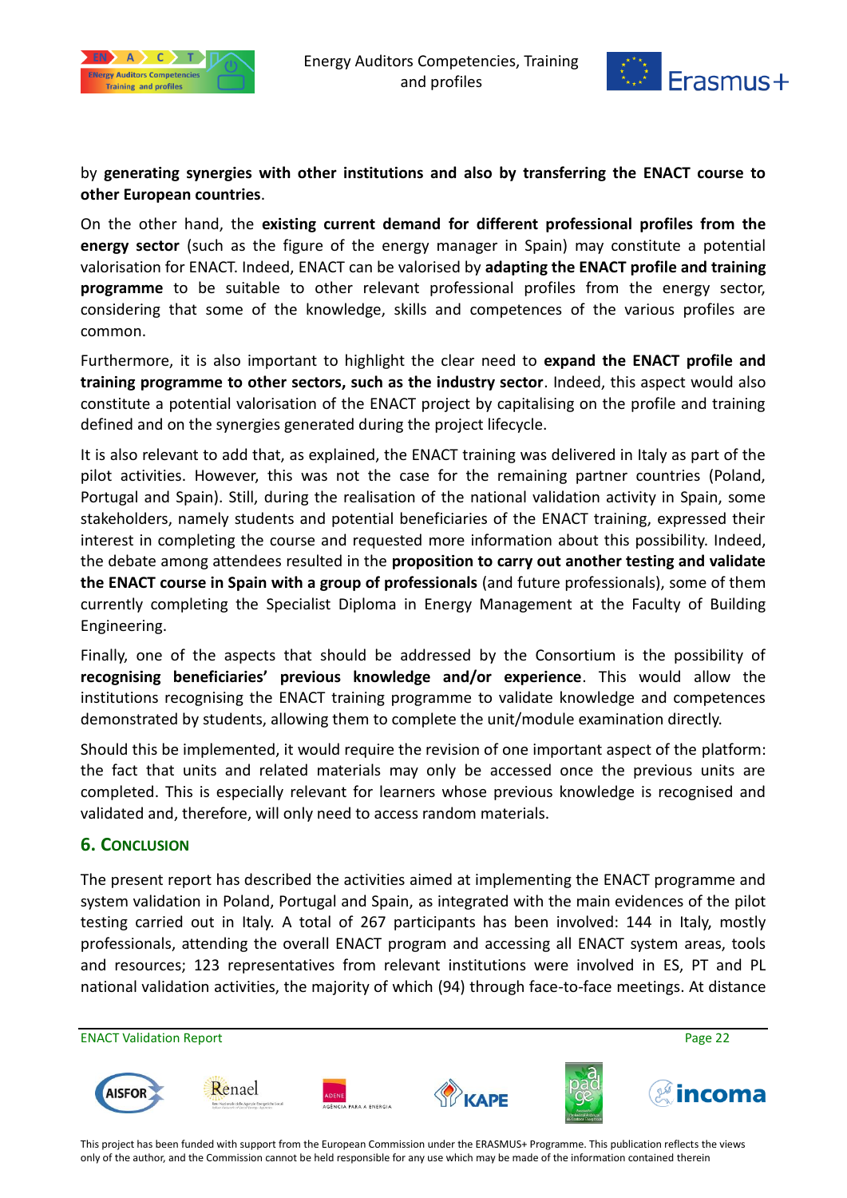by **generating synergies with other institutions and also by transferring the ENACT course to other European countries**.

On the other hand, the **existing current demand for different professional profiles from the energy sector** (such as the figure of the energy manager in Spain) may constitute a potential valorisation for ENACT. Indeed, ENACT can be valorised by **adapting the ENACT profile and training programme** to be suitable to other relevant professional profiles from the energy sector, considering that some of the knowledge, skills and competences of the various profiles are common.

Furthermore, it is also important to highlight the clear need to **expand the ENACT profile and training programme to other sectors, such as the industry sector**. Indeed, this aspect would also constitute a potential valorisation of the ENACT project by capitalising on the profile and training defined and on the synergies generated during the project lifecycle.

It is also relevant to add that, as explained, the ENACT training was delivered in Italy as part of the pilot activities. However, this was not the case for the remaining partner countries (Poland, Portugal and Spain). Still, during the realisation of the national validation activity in Spain, some stakeholders, namely students and potential beneficiaries of the ENACT training, expressed their interest in completing the course and requested more information about this possibility. Indeed, the debate among attendees resulted in the **proposition to carry out another testing and validate the ENACT course in Spain with a group of professionals** (and future professionals), some of them currently completing the Specialist Diploma in Energy Management at the Faculty of Building Engineering.

Finally, one of the aspects that should be addressed by the Consortium is the possibility of **recognising beneficiaries' previous knowledge and/or experience**. This would allow the institutions recognising the ENACT training programme to validate knowledge and competences demonstrated by students, allowing them to complete the unit/module examination directly.

Should this be implemented, it would require the revision of one important aspect of the platform: the fact that units and related materials may only be accessed once the previous units are completed. This is especially relevant for learners whose previous knowledge is recognised and validated and, therefore, will only need to access random materials.

## 6. Conclusion

The present report has described the activities aimed at implementing the ENACT programme and system validation in Poland, Portugal and Spain, as integrated with the main evidences of the pilot testing carried out in Italy. A total of 267 participants has been involved: 144 in Italy, mostly professionals, attending the overall ENACT program and accessing all ENACT system areas, tools and resources; 123 representatives from relevant institutions were involved in ES, PT and PL national validation activities, the majority of which (94) through face-to-face meetings. At distance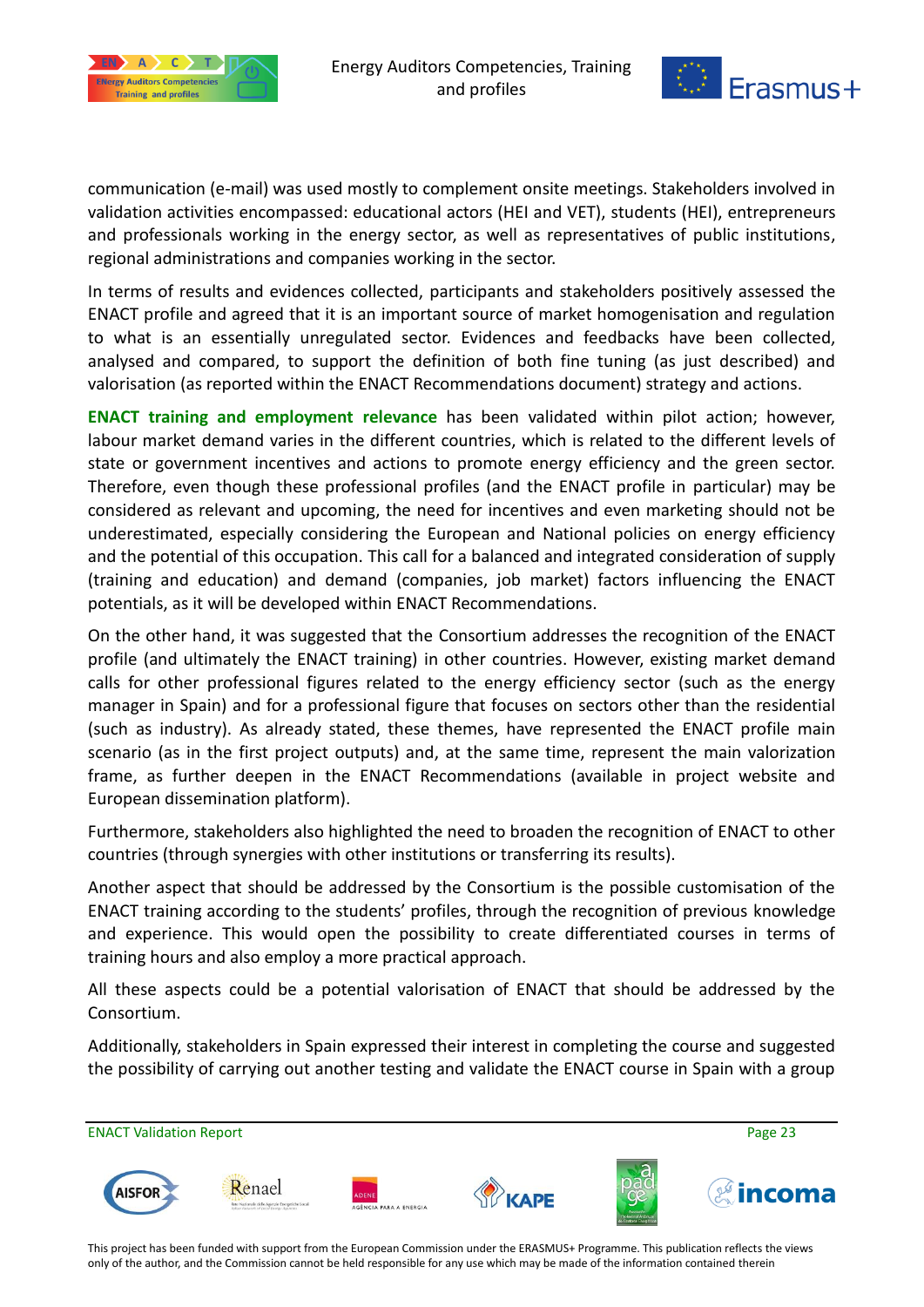communication (e-mail) was used mostly to complement onsite meetings. Stakeholders involved in validation activities encompassed: educational actors (HEI and VET), students (HEI), entrepreneurs and professionals working in the energy sector, as well as representatives of public institutions, regional administrations and companies working in the sector.

In terms of results and evidences collected, participants and stakeholders positively assessed the ENACT profile and agreed that it is an important source of market homogenisation and regulation to what is an essentially unregulated sector. Evidences and feedbacks have been collected, analysed and compared, to support the definition of both fine tuning (as just described) and valorisation (as reported within the ENACT Recommendations document) strategy and actions.

**ENACT training and employment relevance** has been validated within pilot action; however, labour market demand varies in the different countries, which is related to the different levels of state or government incentives and actions to promote energy efficiency and the green sector. Therefore, even though these professional profiles (and the ENACT profile in particular) may be considered as relevant and upcoming, the need for incentives and even marketing should not be underestimated, especially considering the European and National policies on energy efficiency and the potential of this occupation. This call for a balanced and integrated consideration of supply (training and education) and demand (companies, job market) factors influencing the ENACT potentials, as it will be developed within ENACT Recommendations.

On the other hand, it was suggested that the Consortium addresses the recognition of the ENACT profile (and ultimately the ENACT training) in other countries. However, existing market demand calls for other professional figures related to the energy efficiency sector (such as the energy manager in Spain) and for a professional figure that focuses on sectors other than the residential (such as industry). As already stated, these themes, have represented the ENACT profile main scenario (as in the first project outputs) and, at the same time, represent the main valorization frame, as further deepen in the ENACT Recommendations (available in project website and European dissemination platform).

Furthermore, stakeholders also highlighted the need to broaden the recognition of ENACT to other countries (through synergies with other institutions or transferring its results).

Another aspect that should be addressed by the Consortium is the possible customisation of the ENACT training according to the students' profiles, through the recognition of previous knowledge and experience. This would open the possibility to create differentiated courses in terms of training hours and also employ a more practical approach.

All these aspects could be a potential valorisation of ENACT that should be addressed by the Consortium.

Additionally, stakeholders in Spain expressed their interest in completing the course and suggested the possibility of carrying out another testing and validate the ENACT course in Spain with a group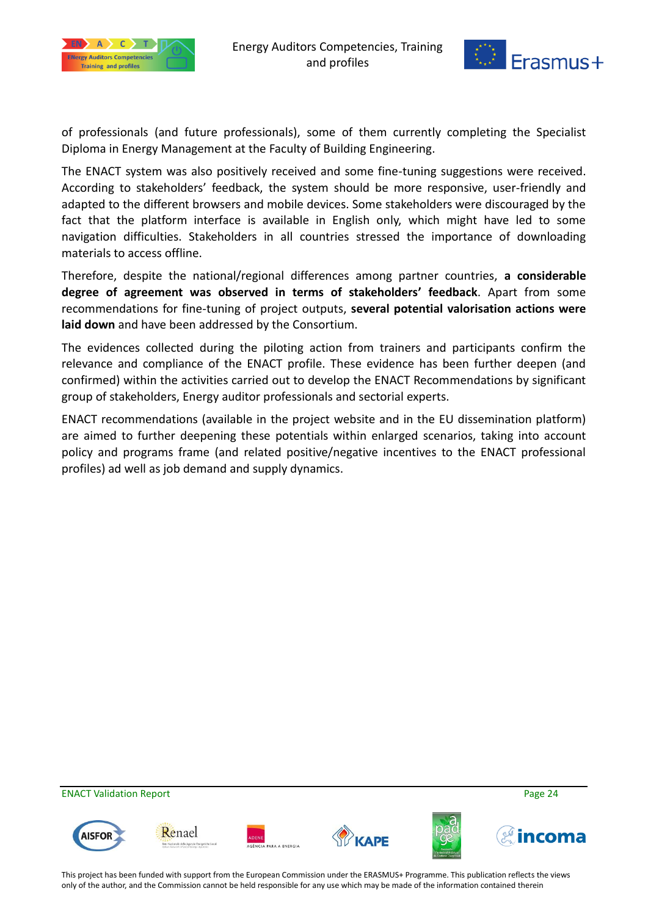of professionals (and future professionals), some of them currently completing the Specialist Diploma in Energy Management at the Faculty of Building Engineering.

The ENACT system was also positively received and some fine-tuning suggestions were received. According to stakeholders' feedback, the system should be more responsive, user-friendly and adapted to the different browsers and mobile devices. Some stakeholders were discouraged by the fact that the platform interface is available in English only, which might have led to some navigation difficulties. Stakeholders in all countries stressed the importance of downloading materials to access offline.

Therefore, despite the national/regional differences among partner countries, **a considerable degree of agreement was observed in terms of stakeholders' feedback**. Apart from some recommendations for fine-tuning of project outputs, **several potential valorisation actions were laid down** and have been addressed by the Consortium.

The evidences collected during the piloting action from trainers and participants confirm the relevance and compliance of the ENACT profile. These evidence has been further deepen (and confirmed) within the activities carried out to develop the ENACT Recommendations by significant group of stakeholders, Energy auditor professionals and sectorial experts.

ENACT recommendations (available in the project website and in the EU dissemination platform) are aimed to further deepening these potentials within enlarged scenarios, taking into account policy and programs frame (and related positive/negative incentives to the ENACT professional profiles) ad well as job demand and supply dynamics.